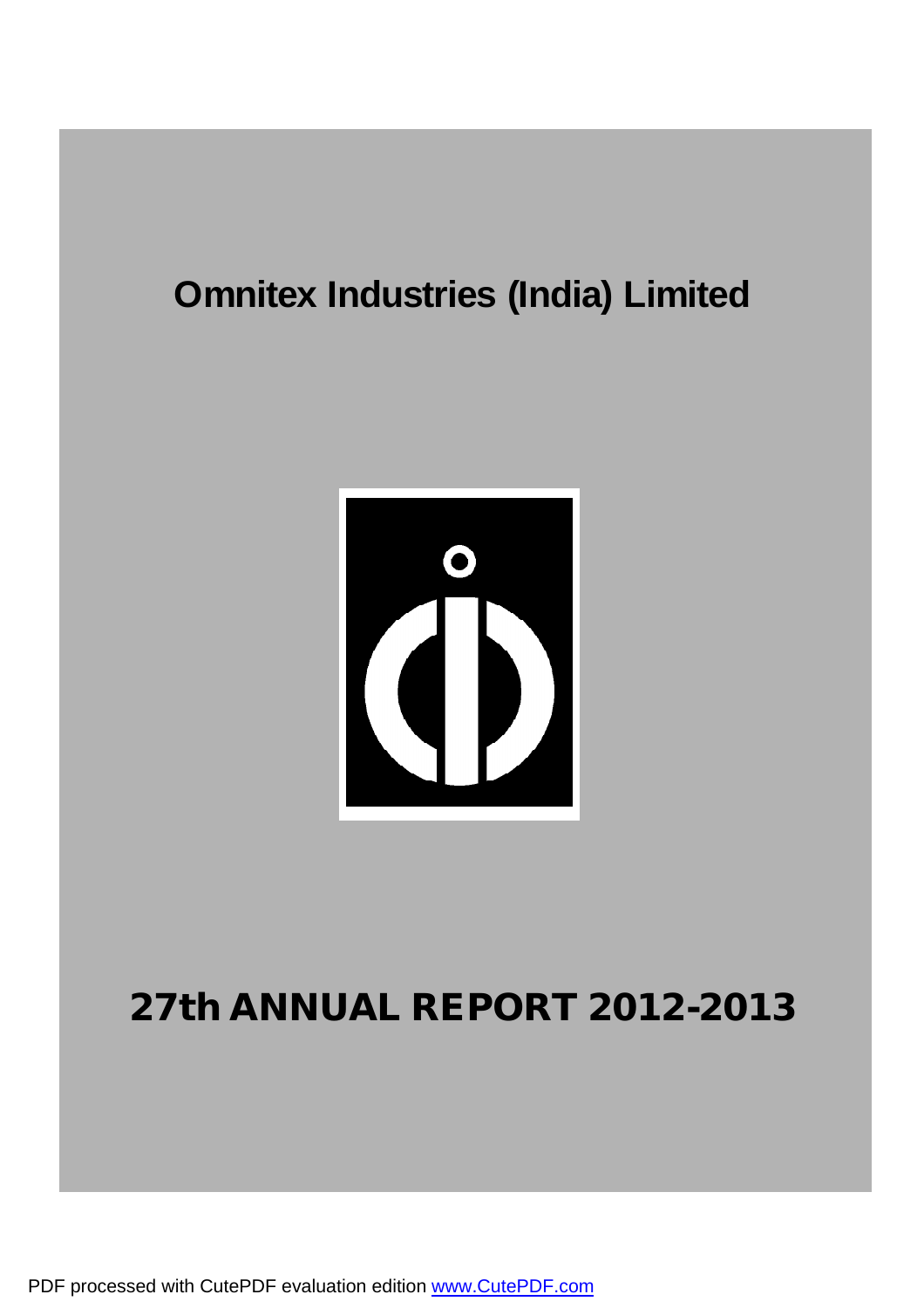# Omnitex Industries (India) Limited

# 27th ANNUAL REPORT 2012-2013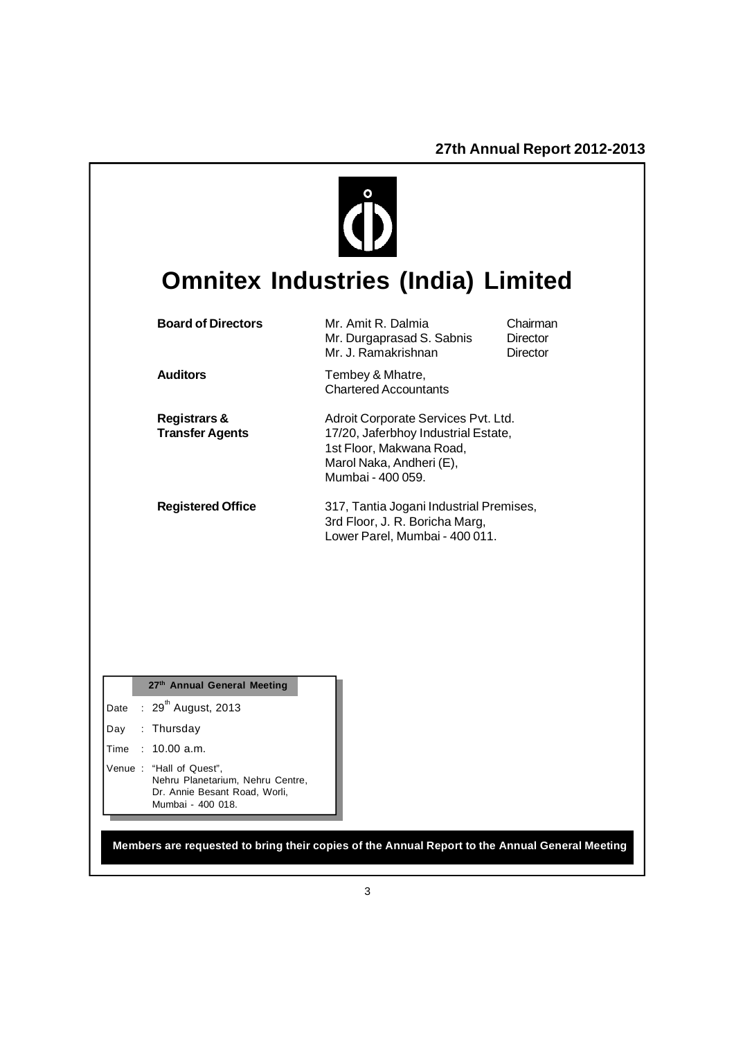# Omnitex Industries (India) Limited

| | | |
|---|---|---|
| **Board of Directors** | Mr. Amit R. Dalmia | Chairman |
| | Mr. Durgaprasad S. Sabnis | Director |
| | Mr. J. Ramakrishnan | Director |
| **Auditors** | Tembey & Mhatre, Chartered Accountants | |
| **Registrars & Transfer Agents** | Adroit Corporate Services Pvt. Ltd. 17/20, Jaferbhoy Industrial Estate, 1st Floor, Makwana Road, Marol Naka, Andheri (E), Mumbai - 400 059. | |
| **Registered Office** | 317, Tantia Jogani Industrial Premises, 3rd Floor, J. R. Boricha Marg, Lower Parel, Mumbai - 400 011. | |

**27th Annual General Meeting**

Date : 29th August, 2013

Day : Thursday

Time : 10.00 a.m.

Venue : "Hall of Quest", Nehru Planetarium, Nehru Centre, Dr. Annie Besant Road, Worli, Mumbai - 400 018.

**Members are requested to bring their copies of the Annual Report to the Annual General Meeting**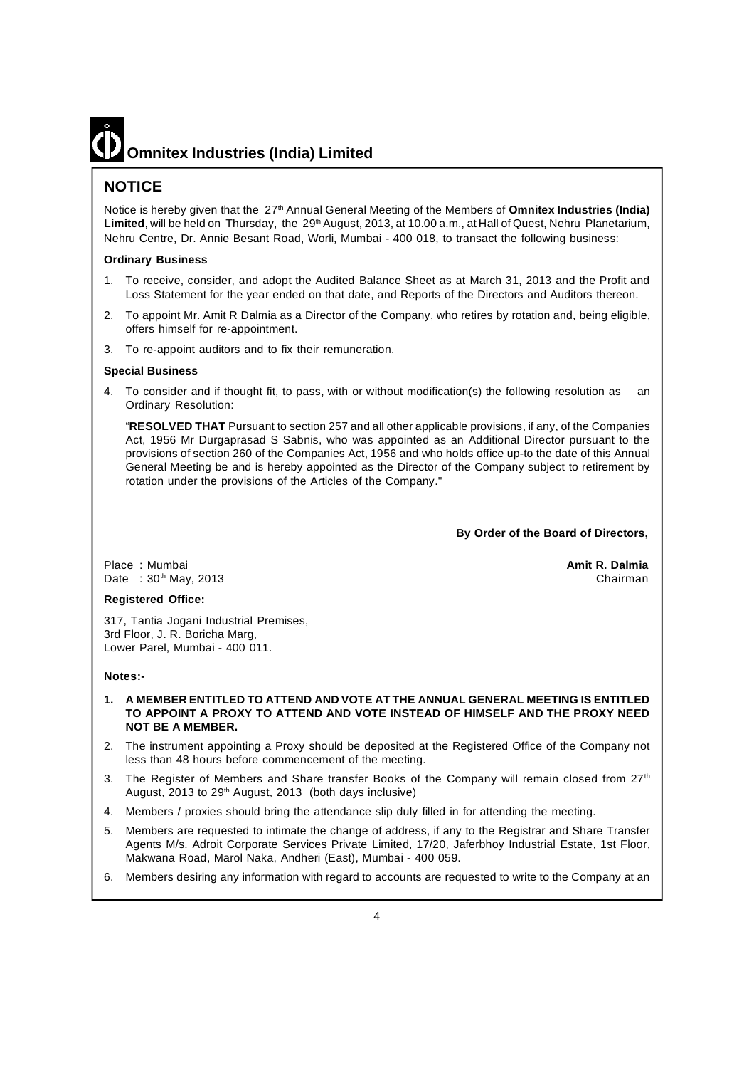# Omnitex Industries (India) Limited

## NOTICE

Notice is hereby given that the 27th Annual General Meeting of the Members of **Omnitex Industries (India) Limited**, will be held on Thursday, the 29th August, 2013, at 10.00 a.m., at Hall of Quest, Nehru Planetarium, Nehru Centre, Dr. Annie Besant Road, Worli, Mumbai - 400 018, to transact the following business:

### Ordinary Business

1. To receive, consider, and adopt the Audited Balance Sheet as at March 31, 2013 and the Profit and Loss Statement for the year ended on that date, and Reports of the Directors and Auditors thereon.
2. To appoint Mr. Amit R Dalmia as a Director of the Company, who retires by rotation and, being eligible, offers himself for re-appointment.
3. To re-appoint auditors and to fix their remuneration.

### Special Business

4. To consider and if thought fit, to pass, with or without modification(s) the following resolution as an Ordinary Resolution:

   "**RESOLVED THAT** Pursuant to section 257 and all other applicable provisions, if any, of the Companies Act, 1956 Mr Durgaprasad S Sabnis, who was appointed as an Additional Director pursuant to the provisions of section 260 of the Companies Act, 1956 and who holds office up-to the date of this Annual General Meeting be and is hereby appointed as the Director of the Company subject to retirement by rotation under the provisions of the Articles of the Company."

**By Order of the Board of Directors,**

Place : Mumbai
Date : 30th May, 2013

**Amit R. Dalmia**
Chairman

**Registered Office:**

317, Tantia Jogani Industrial Premises,
3rd Floor, J. R. Boricha Marg,
Lower Parel, Mumbai - 400 011.

**Notes:-**

1. **A MEMBER ENTITLED TO ATTEND AND VOTE AT THE ANNUAL GENERAL MEETING IS ENTITLED TO APPOINT A PROXY TO ATTEND AND VOTE INSTEAD OF HIMSELF AND THE PROXY NEED NOT BE A MEMBER.**
2. The instrument appointing a Proxy should be deposited at the Registered Office of the Company not less than 48 hours before commencement of the meeting.
3. The Register of Members and Share transfer Books of the Company will remain closed from 27th August, 2013 to 29th August, 2013 (both days inclusive)
4. Members / proxies should bring the attendance slip duly filled in for attending the meeting.
5. Members are requested to intimate the change of address, if any to the Registrar and Share Transfer Agents M/s. Adroit Corporate Services Private Limited, 17/20, Jaferbhoy Industrial Estate, 1st Floor, Makwana Road, Marol Naka, Andheri (East), Mumbai - 400 059.
6. Members desiring any information with regard to accounts are requested to write to the Company at an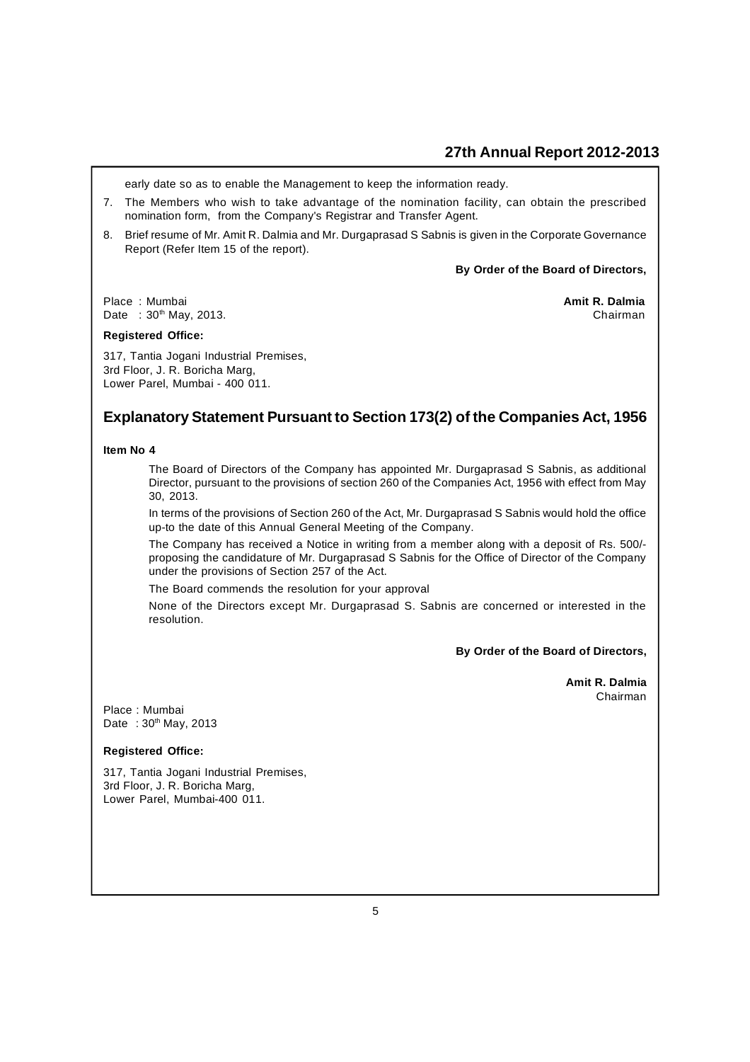early date so as to enable the Management to keep the information ready.

7. The Members who wish to take advantage of the nomination facility, can obtain the prescribed nomination form, from the Company's Registrar and Transfer Agent.
8. Brief resume of Mr. Amit R. Dalmia and Mr. Durgaprasad S Sabnis is given in the Corporate Governance Report (Refer Item 15 of the report).

**By Order of the Board of Directors,**

Place : Mumbai
Date : 30th May, 2013.

**Amit R. Dalmia**
Chairman

**Registered Office:**

317, Tantia Jogani Industrial Premises,
3rd Floor, J. R. Boricha Marg,
Lower Parel, Mumbai - 400 011.

## Explanatory Statement Pursuant to Section 173(2) of the Companies Act, 1956

**Item No 4**

The Board of Directors of the Company has appointed Mr. Durgaprasad S Sabnis, as additional Director, pursuant to the provisions of section 260 of the Companies Act, 1956 with effect from May 30, 2013.

In terms of the provisions of Section 260 of the Act, Mr. Durgaprasad S Sabnis would hold the office up-to the date of this Annual General Meeting of the Company.

The Company has received a Notice in writing from a member along with a deposit of Rs. 500/- proposing the candidature of Mr. Durgaprasad S Sabnis for the Office of Director of the Company under the provisions of Section 257 of the Act.

The Board commends the resolution for your approval

None of the Directors except Mr. Durgaprasad S. Sabnis are concerned or interested in the resolution.

**By Order of the Board of Directors,**

**Amit R. Dalmia**
Chairman

Place : Mumbai
Date : 30th May, 2013

**Registered Office:**

317, Tantia Jogani Industrial Premises,
3rd Floor, J. R. Boricha Marg,
Lower Parel, Mumbai-400 011.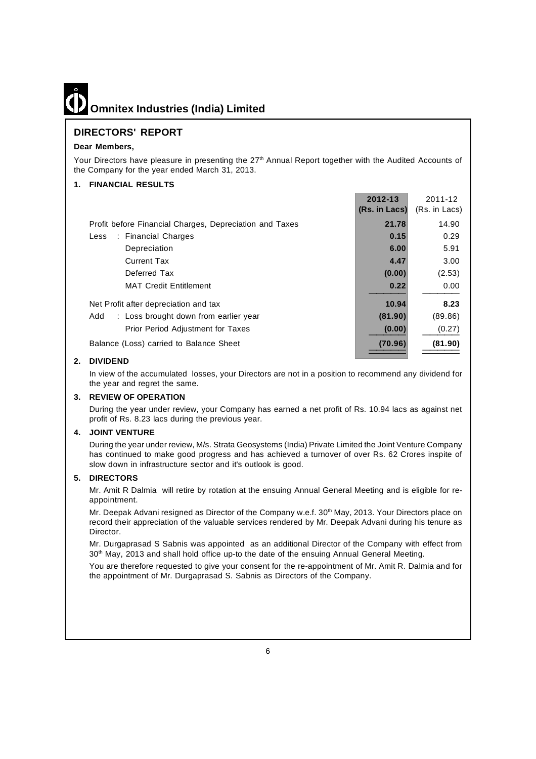# Omnitex Industries (India) Limited

## DIRECTORS' REPORT

**Dear Members,**

Your Directors have pleasure in presenting the 27th Annual Report together with the Audited Accounts of the Company for the year ended March 31, 2013.

### 1. FINANCIAL RESULTS

| | **2012-13 (Rs. in Lacs)** | 2011-12 (Rs. in Lacs) |
|---|---|---|
| Profit before Financial Charges, Depreciation and Taxes | **21.78** | 14.90 |
| Less : Financial Charges | **0.15** | 0.29 |
| Depreciation | **6.00** | 5.91 |
| Current Tax | **4.47** | 3.00 |
| Deferred Tax | **(0.00)** | (2.53) |
| MAT Credit Entitlement | **0.22** | 0.00 |
| Net Profit after depreciation and tax | **10.94** | **8.23** |
| Add : Loss brought down from earlier year | **(81.90)** | (89.86) |
| Prior Period Adjustment for Taxes | **(0.00)** | (0.27) |
| Balance (Loss) carried to Balance Sheet | **(70.96)** | **(81.90)** |

### 2. DIVIDEND

In view of the accumulated losses, your Directors are not in a position to recommend any dividend for the year and regret the same.

### 3. REVIEW OF OPERATION

During the year under review, your Company has earned a net profit of Rs. 10.94 lacs as against net profit of Rs. 8.23 lacs during the previous year.

### 4. JOINT VENTURE

During the year under review, M/s. Strata Geosystems (India) Private Limited the Joint Venture Company has continued to make good progress and has achieved a turnover of over Rs. 62 Crores inspite of slow down in infrastructure sector and it's outlook is good.

### 5. DIRECTORS

Mr. Amit R Dalmia will retire by rotation at the ensuing Annual General Meeting and is eligible for re-appointment.

Mr. Deepak Advani resigned as Director of the Company w.e.f. 30th May, 2013. Your Directors place on record their appreciation of the valuable services rendered by Mr. Deepak Advani during his tenure as Director.

Mr. Durgaprasad S Sabnis was appointed as an additional Director of the Company with effect from 30th May, 2013 and shall hold office up-to the date of the ensuing Annual General Meeting.

You are therefore requested to give your consent for the re-appointment of Mr. Amit R. Dalmia and for the appointment of Mr. Durgaprasad S. Sabnis as Directors of the Company.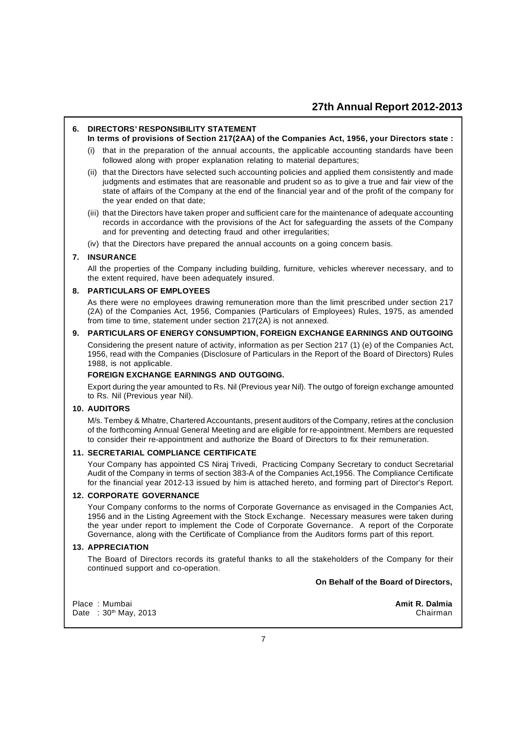## 6. DIRECTORS' RESPONSIBILITY STATEMENT

**In terms of provisions of Section 217(2AA) of the Companies Act, 1956, your Directors state :**

(i) that in the preparation of the annual accounts, the applicable accounting standards have been followed along with proper explanation relating to material departures;

(ii) that the Directors have selected such accounting policies and applied them consistently and made judgments and estimates that are reasonable and prudent so as to give a true and fair view of the state of affairs of the Company at the end of the financial year and of the profit of the company for the year ended on that date;

(iii) that the Directors have taken proper and sufficient care for the maintenance of adequate accounting records in accordance with the provisions of the Act for safeguarding the assets of the Company and for preventing and detecting fraud and other irregularities;

(iv) that the Directors have prepared the annual accounts on a going concern basis.

## 7. INSURANCE

All the properties of the Company including building, furniture, vehicles wherever necessary, and to the extent required, have been adequately insured.

## 8. PARTICULARS OF EMPLOYEES

As there were no employees drawing remuneration more than the limit prescribed under section 217 (2A) of the Companies Act, 1956, Companies (Particulars of Employees) Rules, 1975, as amended from time to time, statement under section 217(2A) is not annexed.

## 9. PARTICULARS OF ENERGY CONSUMPTION, FOREIGN EXCHANGE EARNINGS AND OUTGOING

Considering the present nature of activity, information as per Section 217 (1) (e) of the Companies Act, 1956, read with the Companies (Disclosure of Particulars in the Report of the Board of Directors) Rules 1988, is not applicable.

**FOREIGN EXCHANGE EARNINGS AND OUTGOING.**

Export during the year amounted to Rs. Nil (Previous year Nil). The outgo of foreign exchange amounted to Rs. Nil (Previous year Nil).

## 10. AUDITORS

M/s. Tembey & Mhatre, Chartered Accountants, present auditors of the Company, retires at the conclusion of the forthcoming Annual General Meeting and are eligible for re-appointment. Members are requested to consider their re-appointment and authorize the Board of Directors to fix their remuneration.

## 11. SECRETARIAL COMPLIANCE CERTIFICATE

Your Company has appointed CS Niraj Trivedi, Practicing Company Secretary to conduct Secretarial Audit of the Company in terms of section 383-A of the Companies Act,1956. The Compliance Certificate for the financial year 2012-13 issued by him is attached hereto, and forming part of Director's Report.

## 12. CORPORATE GOVERNANCE

Your Company conforms to the norms of Corporate Governance as envisaged in the Companies Act, 1956 and in the Listing Agreement with the Stock Exchange. Necessary measures were taken during the year under report to implement the Code of Corporate Governance. A report of the Corporate Governance, along with the Certificate of Compliance from the Auditors forms part of this report.

## 13. APPRECIATION

The Board of Directors records its grateful thanks to all the stakeholders of the Company for their continued support and co-operation.

**On Behalf of the Board of Directors,**

Place : Mumbai
Date : 30th May, 2013

**Amit R. Dalmia**
Chairman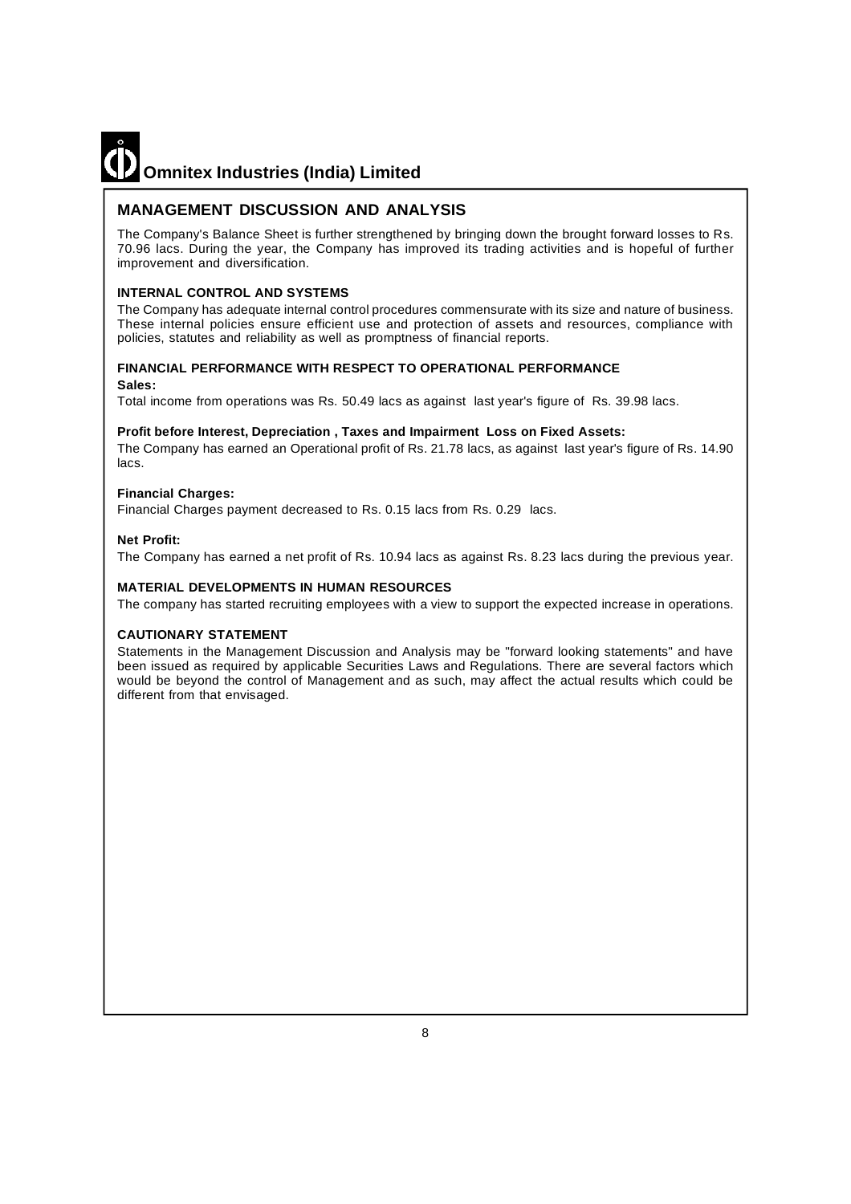## MANAGEMENT DISCUSSION AND ANALYSIS

The Company's Balance Sheet is further strengthened by bringing down the brought forward losses to Rs. 70.96 lacs. During the year, the Company has improved its trading activities and is hopeful of further improvement and diversification.

### INTERNAL CONTROL AND SYSTEMS

The Company has adequate internal control procedures commensurate with its size and nature of business. These internal policies ensure efficient use and protection of assets and resources, compliance with policies, statutes and reliability as well as promptness of financial reports.

### FINANCIAL PERFORMANCE WITH RESPECT TO OPERATIONAL PERFORMANCE

**Sales:**

Total income from operations was Rs. 50.49 lacs as against last year's figure of Rs. 39.98 lacs.

**Profit before Interest, Depreciation , Taxes and Impairment Loss on Fixed Assets:**

The Company has earned an Operational profit of Rs. 21.78 lacs, as against last year's figure of Rs. 14.90 lacs.

**Financial Charges:**

Financial Charges payment decreased to Rs. 0.15 lacs from Rs. 0.29 lacs.

**Net Profit:**

The Company has earned a net profit of Rs. 10.94 lacs as against Rs. 8.23 lacs during the previous year.

### MATERIAL DEVELOPMENTS IN HUMAN RESOURCES

The company has started recruiting employees with a view to support the expected increase in operations.

### CAUTIONARY STATEMENT

Statements in the Management Discussion and Analysis may be "forward looking statements" and have been issued as required by applicable Securities Laws and Regulations. There are several factors which would be beyond the control of Management and as such, may affect the actual results which could be different from that envisaged.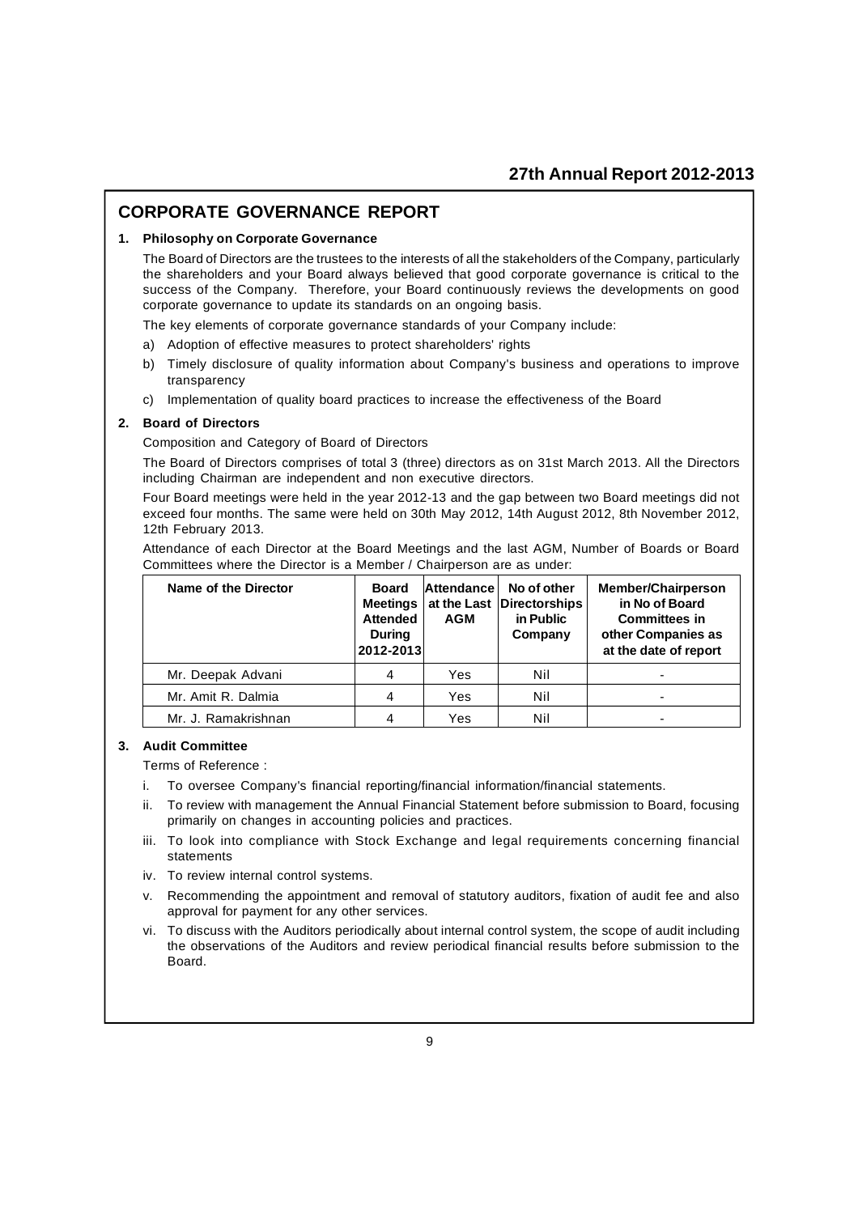## CORPORATE GOVERNANCE REPORT

**1. Philosophy on Corporate Governance**

The Board of Directors are the trustees to the interests of all the stakeholders of the Company, particularly the shareholders and your Board always believed that good corporate governance is critical to the success of the Company. Therefore, your Board continuously reviews the developments on good corporate governance to update its standards on an ongoing basis.

The key elements of corporate governance standards of your Company include:

a) Adoption of effective measures to protect shareholders' rights

b) Timely disclosure of quality information about Company's business and operations to improve transparency

c) Implementation of quality board practices to increase the effectiveness of the Board

**2. Board of Directors**

Composition and Category of Board of Directors

The Board of Directors comprises of total 3 (three) directors as on 31st March 2013. All the Directors including Chairman are independent and non executive directors.

Four Board meetings were held in the year 2012-13 and the gap between two Board meetings did not exceed four months. The same were held on 30th May 2012, 14th August 2012, 8th November 2012, 12th February 2013.

Attendance of each Director at the Board Meetings and the last AGM, Number of Boards or Board Committees where the Director is a Member / Chairperson are as under:

| Name of the Director | Board Meetings Attended During 2012-2013 | Attendance at the Last AGM | No of other Directorships in Public Company | Member/Chairperson in No of Board Committees in other Companies as at the date of report |
|---|---|---|---|---|
| Mr. Deepak Advani | 4 | Yes | Nil | - |
| Mr. Amit R. Dalmia | 4 | Yes | Nil | - |
| Mr. J. Ramakrishnan | 4 | Yes | Nil | - |

**3. Audit Committee**

Terms of Reference :

i. To oversee Company's financial reporting/financial information/financial statements.

ii. To review with management the Annual Financial Statement before submission to Board, focusing primarily on changes in accounting policies and practices.

iii. To look into compliance with Stock Exchange and legal requirements concerning financial statements

iv. To review internal control systems.

v. Recommending the appointment and removal of statutory auditors, fixation of audit fee and also approval for payment for any other services.

vi. To discuss with the Auditors periodically about internal control system, the scope of audit including the observations of the Auditors and review periodical financial results before submission to the Board.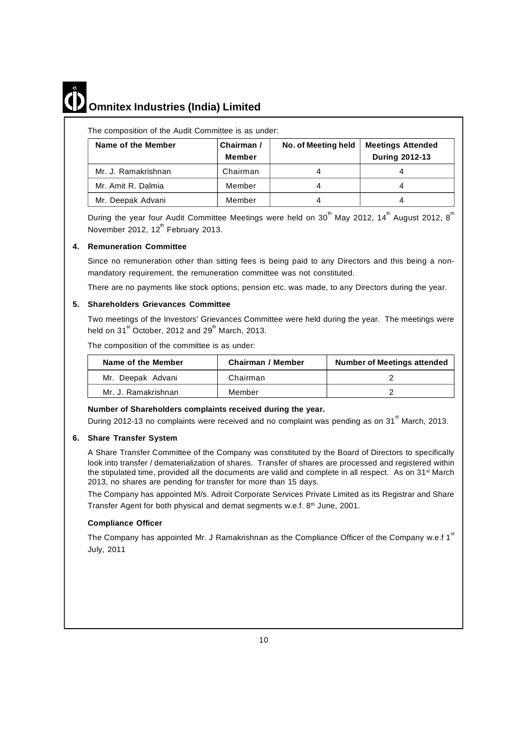The composition of the Audit Committee is as under:

| Name of the Member | Chairman / Member | No. of Meeting held | Meetings Attended During 2012-13 |
|---|---|---|---|
| Mr. J. Ramakrishnan | Chairman | 4 | 4 |
| Mr. Amit R. Dalmia | Member | 4 | 4 |
| Mr. Deepak Advani | Member | 4 | 4 |

During the year four Audit Committee Meetings were held on 30th May 2012, 14th August 2012, 8th November 2012, 12th February 2013.

**4. Remuneration Committee**

Since no remuneration other than sitting fees is being paid to any Directors and this being a non-mandatory requirement, the remuneration committee was not constituted.

There are no payments like stock options, pension etc. was made, to any Directors during the year.

**5. Shareholders Grievances Committee**

Two meetings of the Investors' Grievances Committee were held during the year. The meetings were held on 31st October, 2012 and 29th March, 2013.

The composition of the committee is as under:

| Name of the Member | Chairman / Member | Number of Meetings attended |
|---|---|---|
| Mr. Deepak Advani | Chairman | 2 |
| Mr. J. Ramakrishnan | Member | 2 |

**Number of Shareholders complaints received during the year.**

During 2012-13 no complaints were received and no complaint was pending as on 31st March, 2013.

**6. Share Transfer System**

A Share Transfer Committee of the Company was constituted by the Board of Directors to specifically look into transfer / dematerialization of shares. Transfer of shares are processed and registered within the stipulated time, provided all the documents are valid and complete in all respect. As on 31st March 2013, no shares are pending for transfer for more than 15 days.

The Company has appointed M/s. Adroit Corporate Services Private Limited as its Registrar and Share Transfer Agent for both physical and demat segments w.e.f. 8th June, 2001.

**Compliance Officer**

The Company has appointed Mr. J Ramakrishnan as the Compliance Officer of the Company w.e.f 1st July, 2011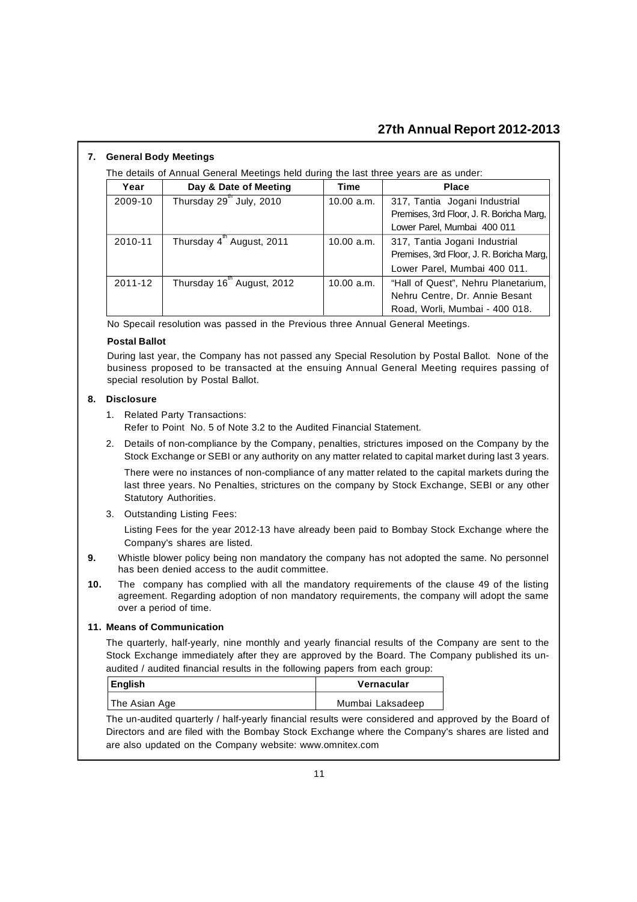## 7. General Body Meetings

The details of Annual General Meetings held during the last three years are as under:

| Year | Day & Date of Meeting | Time | Place |
|---|---|---|---|
| 2009-10 | Thursday 29th July, 2010 | 10.00 a.m. | 317, Tantia Jogani Industrial Premises, 3rd Floor, J. R. Boricha Marg, Lower Parel, Mumbai 400 011 |
| 2010-11 | Thursday 4th August, 2011 | 10.00 a.m. | 317, Tantia Jogani Industrial Premises, 3rd Floor, J. R. Boricha Marg, Lower Parel, Mumbai 400 011. |
| 2011-12 | Thursday 16th August, 2012 | 10.00 a.m. | "Hall of Quest", Nehru Planetarium, Nehru Centre, Dr. Annie Besant Road, Worli, Mumbai - 400 018. |

No Specail resolution was passed in the Previous three Annual General Meetings.

**Postal Ballot**

During last year, the Company has not passed any Special Resolution by Postal Ballot. None of the business proposed to be transacted at the ensuing Annual General Meeting requires passing of special resolution by Postal Ballot.

## 8. Disclosure

1. Related Party Transactions:
   Refer to Point No. 5 of Note 3.2 to the Audited Financial Statement.
2. Details of non-compliance by the Company, penalties, strictures imposed on the Company by the Stock Exchange or SEBI or any authority on any matter related to capital market during last 3 years.

   There were no instances of non-compliance of any matter related to the capital markets during the last three years. No Penalties, strictures on the company by Stock Exchange, SEBI or any other Statutory Authorities.
3. Outstanding Listing Fees:

   Listing Fees for the year 2012-13 have already been paid to Bombay Stock Exchange where the Company's shares are listed.

**9.** Whistle blower policy being non mandatory the company has not adopted the same. No personnel has been denied access to the audit committee.

**10.** The company has complied with all the mandatory requirements of the clause 49 of the listing agreement. Regarding adoption of non mandatory requirements, the company will adopt the same over a period of time.

## 11. Means of Communication

The quarterly, half-yearly, nine monthly and yearly financial results of the Company are sent to the Stock Exchange immediately after they are approved by the Board. The Company published its un-audited / audited financial results in the following papers from each group:

| English | Vernacular |
|---|---|
| The Asian Age | Mumbai Laksadeep |

The un-audited quarterly / half-yearly financial results were considered and approved by the Board of Directors and are filed with the Bombay Stock Exchange where the Company's shares are listed and are also updated on the Company website: www.omnitex.com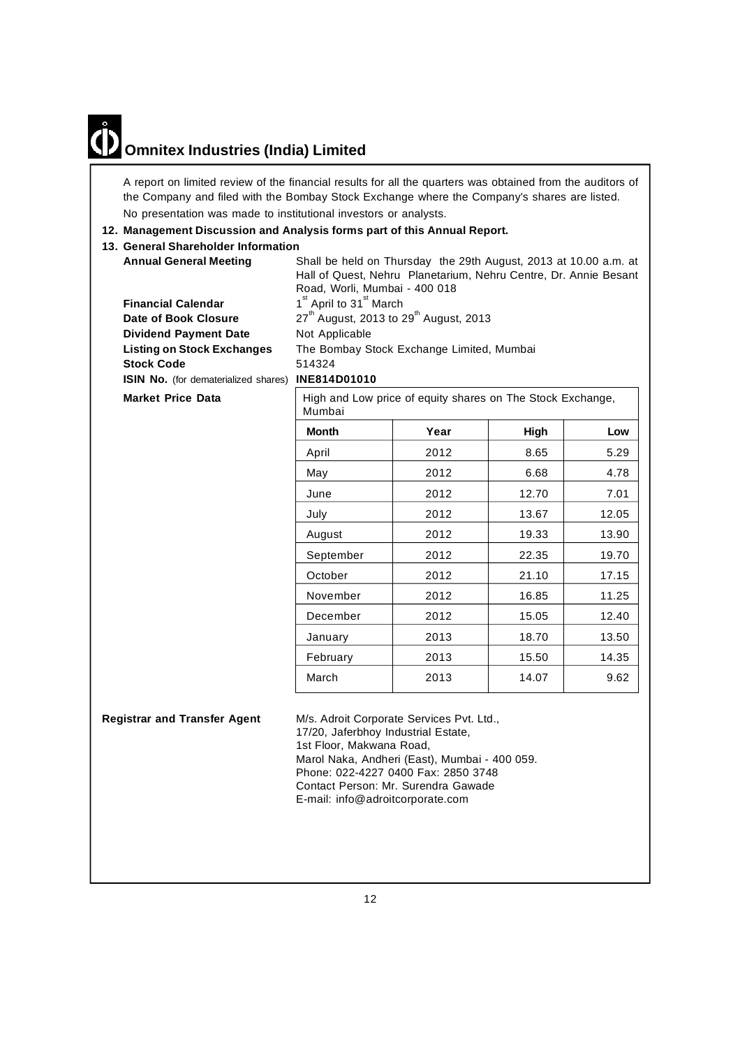A report on limited review of the financial results for all the quarters was obtained from the auditors of the Company and filed with the Bombay Stock Exchange where the Company's shares are listed.

No presentation was made to institutional investors or analysts.

**12. Management Discussion and Analysis forms part of this Annual Report.**

**13. General Shareholder Information**

**Annual General Meeting** — Shall be held on Thursday the 29th August, 2013 at 10.00 a.m. at Hall of Quest, Nehru Planetarium, Nehru Centre, Dr. Annie Besant Road, Worli, Mumbai - 400 018

**Financial Calendar** — 1st April to 31st March

**Date of Book Closure** — 27th August, 2013 to 29th August, 2013

**Dividend Payment Date** — Not Applicable

**Listing on Stock Exchanges** — The Bombay Stock Exchange Limited, Mumbai

**Stock Code** — 514324

**ISIN No.** (for dematerialized shares) — **INE814D01010**

**Market Price Data**

High and Low price of equity shares on The Stock Exchange, Mumbai

| Month | Year | High | Low |
|---|---|---|---|
| April | 2012 | 8.65 | 5.29 |
| May | 2012 | 6.68 | 4.78 |
| June | 2012 | 12.70 | 7.01 |
| July | 2012 | 13.67 | 12.05 |
| August | 2012 | 19.33 | 13.90 |
| September | 2012 | 22.35 | 19.70 |
| October | 2012 | 21.10 | 17.15 |
| November | 2012 | 16.85 | 11.25 |
| December | 2012 | 15.05 | 12.40 |
| January | 2013 | 18.70 | 13.50 |
| February | 2013 | 15.50 | 14.35 |
| March | 2013 | 14.07 | 9.62 |

**Registrar and Transfer Agent**

M/s. Adroit Corporate Services Pvt. Ltd.,
17/20, Jaferbhoy Industrial Estate,
1st Floor, Makwana Road,
Marol Naka, Andheri (East), Mumbai - 400 059.
Phone: 022-4227 0400 Fax: 2850 3748
Contact Person: Mr. Surendra Gawade
E-mail: info@adroitcorporate.com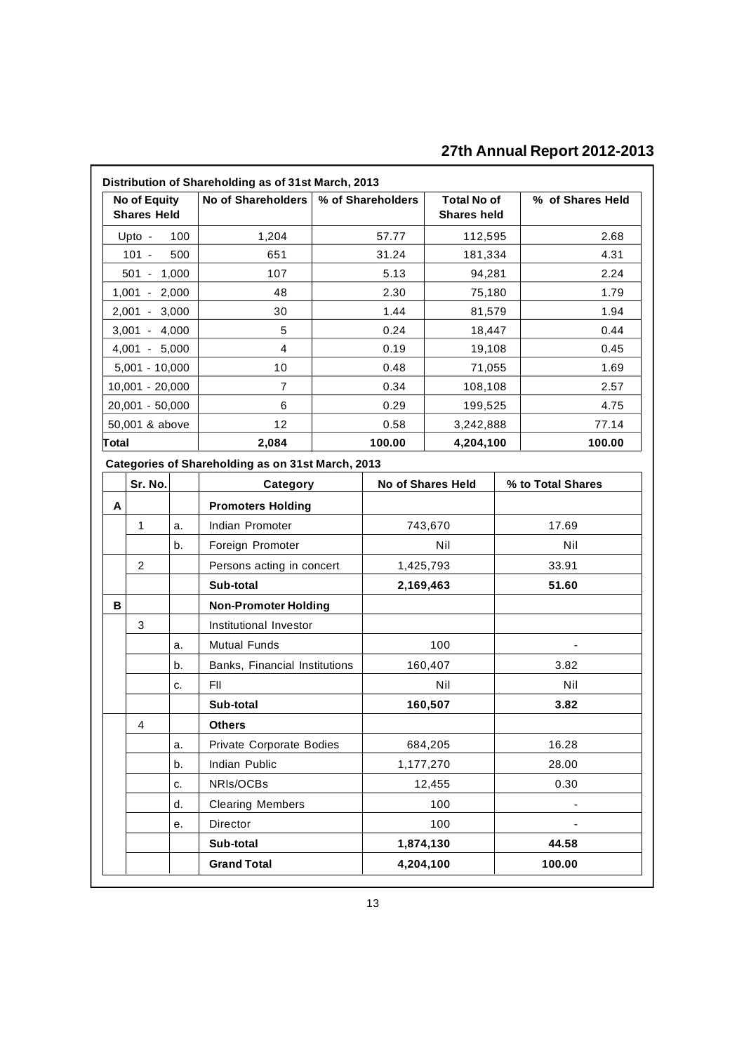**Distribution of Shareholding as of 31st March, 2013**

| No of Equity Shares Held | No of Shareholders | % of Shareholders | Total No of Shares held | % of Shares Held |
|---|---|---|---|---|
| Upto - 100 | 1,204 | 57.77 | 112,595 | 2.68 |
| 101 - 500 | 651 | 31.24 | 181,334 | 4.31 |
| 501 - 1,000 | 107 | 5.13 | 94,281 | 2.24 |
| 1,001 - 2,000 | 48 | 2.30 | 75,180 | 1.79 |
| 2,001 - 3,000 | 30 | 1.44 | 81,579 | 1.94 |
| 3,001 - 4,000 | 5 | 0.24 | 18,447 | 0.44 |
| 4,001 - 5,000 | 4 | 0.19 | 19,108 | 0.45 |
| 5,001 - 10,000 | 10 | 0.48 | 71,055 | 1.69 |
| 10,001 - 20,000 | 7 | 0.34 | 108,108 | 2.57 |
| 20,001 - 50,000 | 6 | 0.29 | 199,525 | 4.75 |
| 50,001 & above | 12 | 0.58 | 3,242,888 | 77.14 |
| **Total** | **2,084** | **100.00** | **4,204,100** | **100.00** |

**Categories of Shareholding as on 31st March, 2013**

| | Sr. No. | | Category | No of Shares Held | % to Total Shares |
|---|---|---|---|---|---|
| **A** | | | **Promoters Holding** | | |
| | 1 | a. | Indian Promoter | 743,670 | 17.69 |
| | | b. | Foreign Promoter | Nil | Nil |
| | 2 | | Persons acting in concert | 1,425,793 | 33.91 |
| | | | **Sub-total** | **2,169,463** | **51.60** |
| **B** | | | **Non-Promoter Holding** | | |
| | 3 | | Institutional Investor | | |
| | | a. | Mutual Funds | 100 | - |
| | | b. | Banks, Financial Institutions | 160,407 | 3.82 |
| | | c. | FII | Nil | Nil |
| | | | **Sub-total** | **160,507** | **3.82** |
| | 4 | | **Others** | | |
| | | a. | Private Corporate Bodies | 684,205 | 16.28 |
| | | b. | Indian Public | 1,177,270 | 28.00 |
| | | c. | NRIs/OCBs | 12,455 | 0.30 |
| | | d. | Clearing Members | 100 | - |
| | | e. | Director | 100 | - |
| | | | **Sub-total** | **1,874,130** | **44.58** |
| | | | **Grand Total** | **4,204,100** | **100.00** |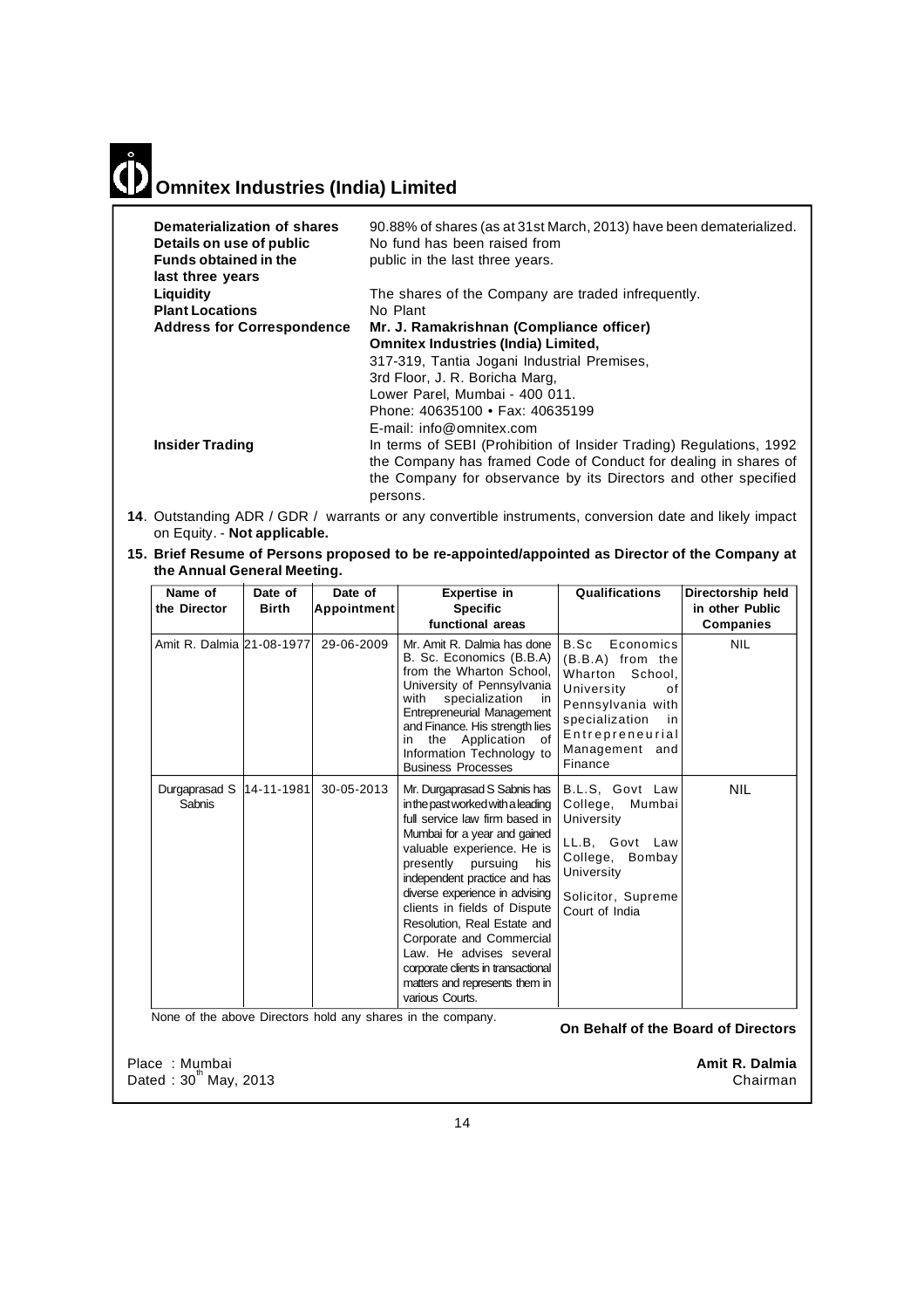| | |
|---|---|
| **Dematerialization of shares** | 90.88% of shares (as at 31st March, 2013) have been dematerialized. |
| **Details on use of public Funds obtained in the last three years** | No fund has been raised from public in the last three years. |
| **Liquidity** | The shares of the Company are traded infrequently. |
| **Plant Locations** | No Plant |
| **Address for Correspondence** | **Mr. J. Ramakrishnan (Compliance officer)**<br>**Omnitex Industries (India) Limited,**<br>317-319, Tantia Jogani Industrial Premises,<br>3rd Floor, J. R. Boricha Marg,<br>Lower Parel, Mumbai - 400 011.<br>Phone: 40635100 • Fax: 40635199<br>E-mail: info@omnitex.com |
| **Insider Trading** | In terms of SEBI (Prohibition of Insider Trading) Regulations, 1992 the Company has framed Code of Conduct for dealing in shares of the Company for observance by its Directors and other specified persons. |

**14**. Outstanding ADR / GDR / warrants or any convertible instruments, conversion date and likely impact on Equity. - **Not applicable.**

**15. Brief Resume of Persons proposed to be re-appointed/appointed as Director of the Company at the Annual General Meeting.**

| Name of the Director | Date of Birth | Date of Appointment | Expertise in Specific functional areas | Qualifications | Directorship held in other Public Companies |
|---|---|---|---|---|---|
| Amit R. Dalmia | 21-08-1977 | 29-06-2009 | Mr. Amit R. Dalmia has done B. Sc. Economics (B.B.A) from the Wharton School, University of Pennsylvania with specialization in Entrepreneurial Management and Finance. His strength lies in the Application of Information Technology to Business Processes | B.Sc Economics (B.B.A) from the Wharton School, University of Pennsylvania with specialization in Entrepreneurial Management and Finance | NIL |
| Durgaprasad S Sabnis | 14-11-1981 | 30-05-2013 | Mr. Durgaprasad S Sabnis has in the past worked with a leading full service law firm based in Mumbai for a year and gained valuable experience. He is presently pursuing his independent practice and has diverse experience in advising clients in fields of Dispute Resolution, Real Estate and Corporate and Commercial Law. He advises several corporate clients in transactional matters and represents them in various Courts. | B.L.S, Govt Law College, Mumbai University<br>LL.B, Govt Law College, Bombay University<br>Solicitor, Supreme Court of India | NIL |

None of the above Directors hold any shares in the company.

**On Behalf of the Board of Directors**

Place : Mumbai
Dated : 30th May, 2013

**Amit R. Dalmia**
Chairman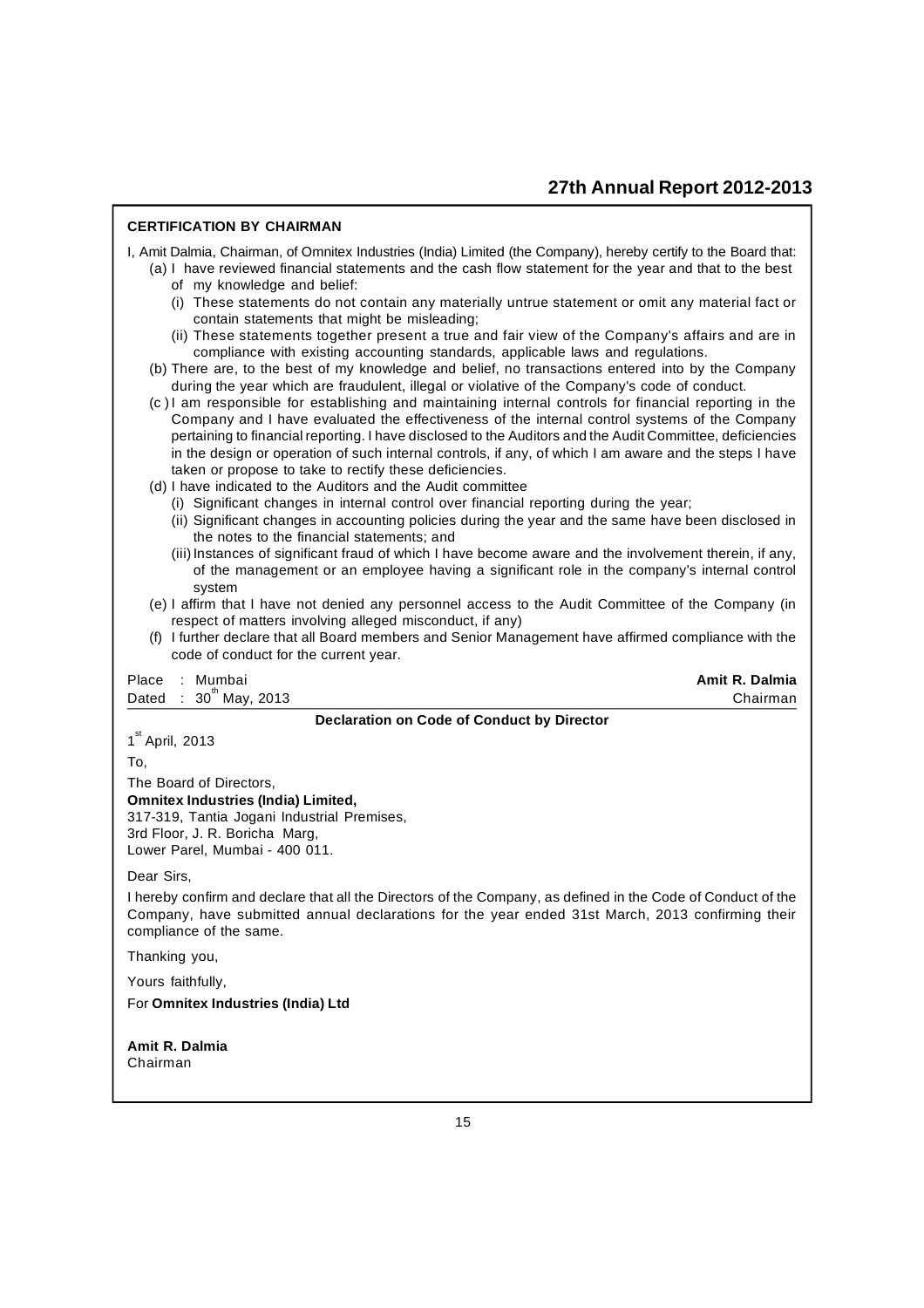## CERTIFICATION BY CHAIRMAN

I, Amit Dalmia, Chairman, of Omnitex Industries (India) Limited (the Company), hereby certify to the Board that:

(a) I have reviewed financial statements and the cash flow statement for the year and that to the best of my knowledge and belief:

- (i) These statements do not contain any materially untrue statement or omit any material fact or contain statements that might be misleading;
- (ii) These statements together present a true and fair view of the Company's affairs and are in compliance with existing accounting standards, applicable laws and regulations.

(b) There are, to the best of my knowledge and belief, no transactions entered into by the Company during the year which are fraudulent, illegal or violative of the Company's code of conduct.

(c) I am responsible for establishing and maintaining internal controls for financial reporting in the Company and I have evaluated the effectiveness of the internal control systems of the Company pertaining to financial reporting. I have disclosed to the Auditors and the Audit Committee, deficiencies in the design or operation of such internal controls, if any, of which I am aware and the steps I have taken or propose to take to rectify these deficiencies.

(d) I have indicated to the Auditors and the Audit committee

- (i) Significant changes in internal control over financial reporting during the year;
- (ii) Significant changes in accounting policies during the year and the same have been disclosed in the notes to the financial statements; and
- (iii) Instances of significant fraud of which I have become aware and the involvement therein, if any, of the management or an employee having a significant role in the company's internal control system

(e) I affirm that I have not denied any personnel access to the Audit Committee of the Company (in respect of matters involving alleged misconduct, if any)

(f) I further declare that all Board members and Senior Management have affirmed compliance with the code of conduct for the current year.

Place : Mumbai
Dated : 30th May, 2013

**Amit R. Dalmia**
Chairman

### Declaration on Code of Conduct by Director

1st April, 2013

To,

The Board of Directors,
**Omnitex Industries (India) Limited,**
317-319, Tantia Jogani Industrial Premises,
3rd Floor, J. R. Boricha Marg,
Lower Parel, Mumbai - 400 011.

Dear Sirs,

I hereby confirm and declare that all the Directors of the Company, as defined in the Code of Conduct of the Company, have submitted annual declarations for the year ended 31st March, 2013 confirming their compliance of the same.

Thanking you,

Yours faithfully,

For **Omnitex Industries (India) Ltd**

**Amit R. Dalmia**
Chairman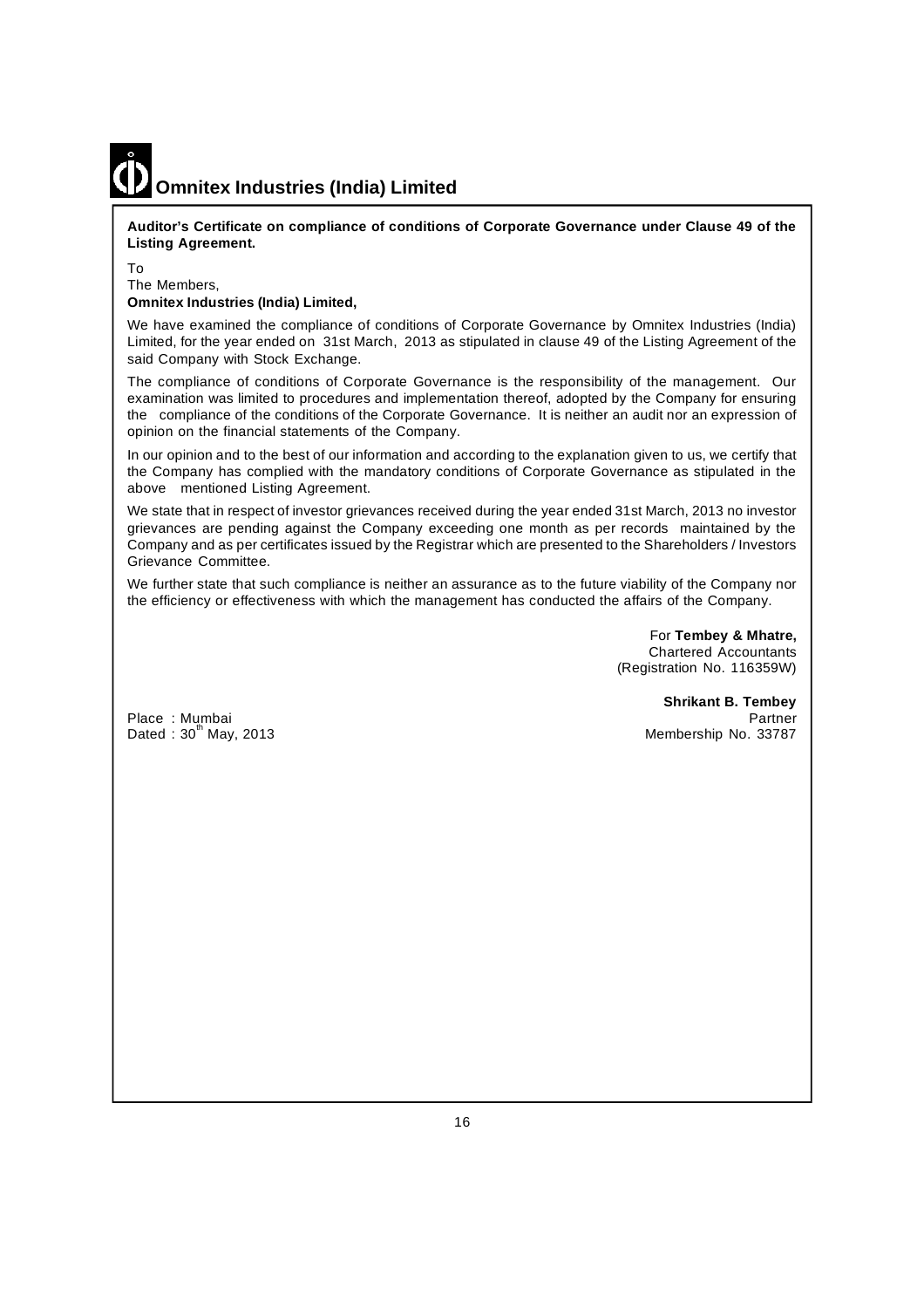**Auditor's Certificate on compliance of conditions of Corporate Governance under Clause 49 of the Listing Agreement.**

To
The Members,
**Omnitex Industries (India) Limited,**

We have examined the compliance of conditions of Corporate Governance by Omnitex Industries (India) Limited, for the year ended on 31st March, 2013 as stipulated in clause 49 of the Listing Agreement of the said Company with Stock Exchange.

The compliance of conditions of Corporate Governance is the responsibility of the management. Our examination was limited to procedures and implementation thereof, adopted by the Company for ensuring the compliance of the conditions of the Corporate Governance. It is neither an audit nor an expression of opinion on the financial statements of the Company.

In our opinion and to the best of our information and according to the explanation given to us, we certify that the Company has complied with the mandatory conditions of Corporate Governance as stipulated in the above mentioned Listing Agreement.

We state that in respect of investor grievances received during the year ended 31st March, 2013 no investor grievances are pending against the Company exceeding one month as per records maintained by the Company and as per certificates issued by the Registrar which are presented to the Shareholders / Investors Grievance Committee.

We further state that such compliance is neither an assurance as to the future viability of the Company nor the efficiency or effectiveness with which the management has conducted the affairs of the Company.

For **Tembey & Mhatre,**
Chartered Accountants
(Registration No. 116359W)

**Shrikant B. Tembey**
Partner
Membership No. 33787

Place : Mumbai
Dated : 30th May, 2013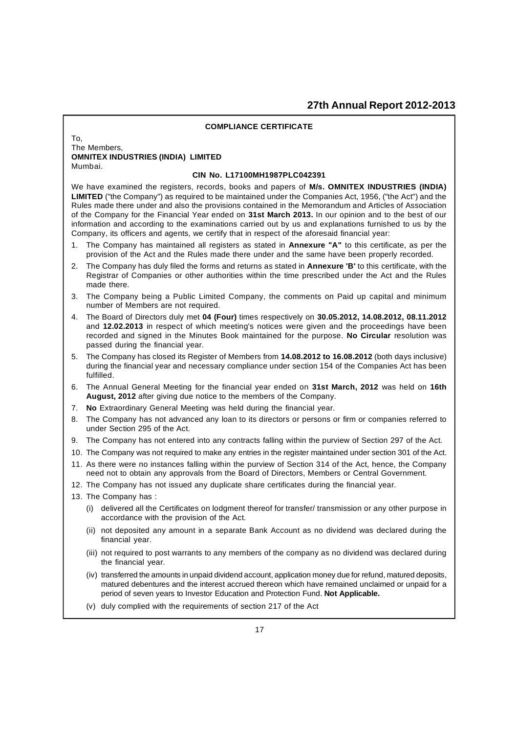## COMPLIANCE CERTIFICATE

To,
The Members,
**OMNITEX INDUSTRIES (INDIA) LIMITED**
Mumbai.

**CIN No. L17100MH1987PLC042391**

We have examined the registers, records, books and papers of **M/s. OMNITEX INDUSTRIES (INDIA) LIMITED** ("the Company") as required to be maintained under the Companies Act, 1956, ("the Act") and the Rules made there under and also the provisions contained in the Memorandum and Articles of Association of the Company for the Financial Year ended on **31st March 2013.** In our opinion and to the best of our information and according to the examinations carried out by us and explanations furnished to us by the Company, its officers and agents, we certify that in respect of the aforesaid financial year:

1. The Company has maintained all registers as stated in **Annexure "A"** to this certificate, as per the provision of the Act and the Rules made there under and the same have been properly recorded.
2. The Company has duly filed the forms and returns as stated in **Annexure 'B'** to this certificate, with the Registrar of Companies or other authorities within the time prescribed under the Act and the Rules made there.
3. The Company being a Public Limited Company, the comments on Paid up capital and minimum number of Members are not required.
4. The Board of Directors duly met **04 (Four)** times respectively on **30.05.2012, 14.08.2012, 08.11.2012** and **12.02.2013** in respect of which meeting's notices were given and the proceedings have been recorded and signed in the Minutes Book maintained for the purpose. **No Circular** resolution was passed during the financial year.
5. The Company has closed its Register of Members from **14.08.2012 to 16.08.2012** (both days inclusive) during the financial year and necessary compliance under section 154 of the Companies Act has been fulfilled.
6. The Annual General Meeting for the financial year ended on **31st March, 2012** was held on **16th August, 2012** after giving due notice to the members of the Company.
7. **No** Extraordinary General Meeting was held during the financial year.
8. The Company has not advanced any loan to its directors or persons or firm or companies referred to under Section 295 of the Act.
9. The Company has not entered into any contracts falling within the purview of Section 297 of the Act.
10. The Company was not required to make any entries in the register maintained under section 301 of the Act.
11. As there were no instances falling within the purview of Section 314 of the Act, hence, the Company need not to obtain any approvals from the Board of Directors, Members or Central Government.
12. The Company has not issued any duplicate share certificates during the financial year.
13. The Company has :
    - (i) delivered all the Certificates on lodgment thereof for transfer/ transmission or any other purpose in accordance with the provision of the Act.
    - (ii) not deposited any amount in a separate Bank Account as no dividend was declared during the financial year.
    - (iii) not required to post warrants to any members of the company as no dividend was declared during the financial year.
    - (iv) transferred the amounts in unpaid dividend account, application money due for refund, matured deposits, matured debentures and the interest accrued thereon which have remained unclaimed or unpaid for a period of seven years to Investor Education and Protection Fund. **Not Applicable.**
    - (v) duly complied with the requirements of section 217 of the Act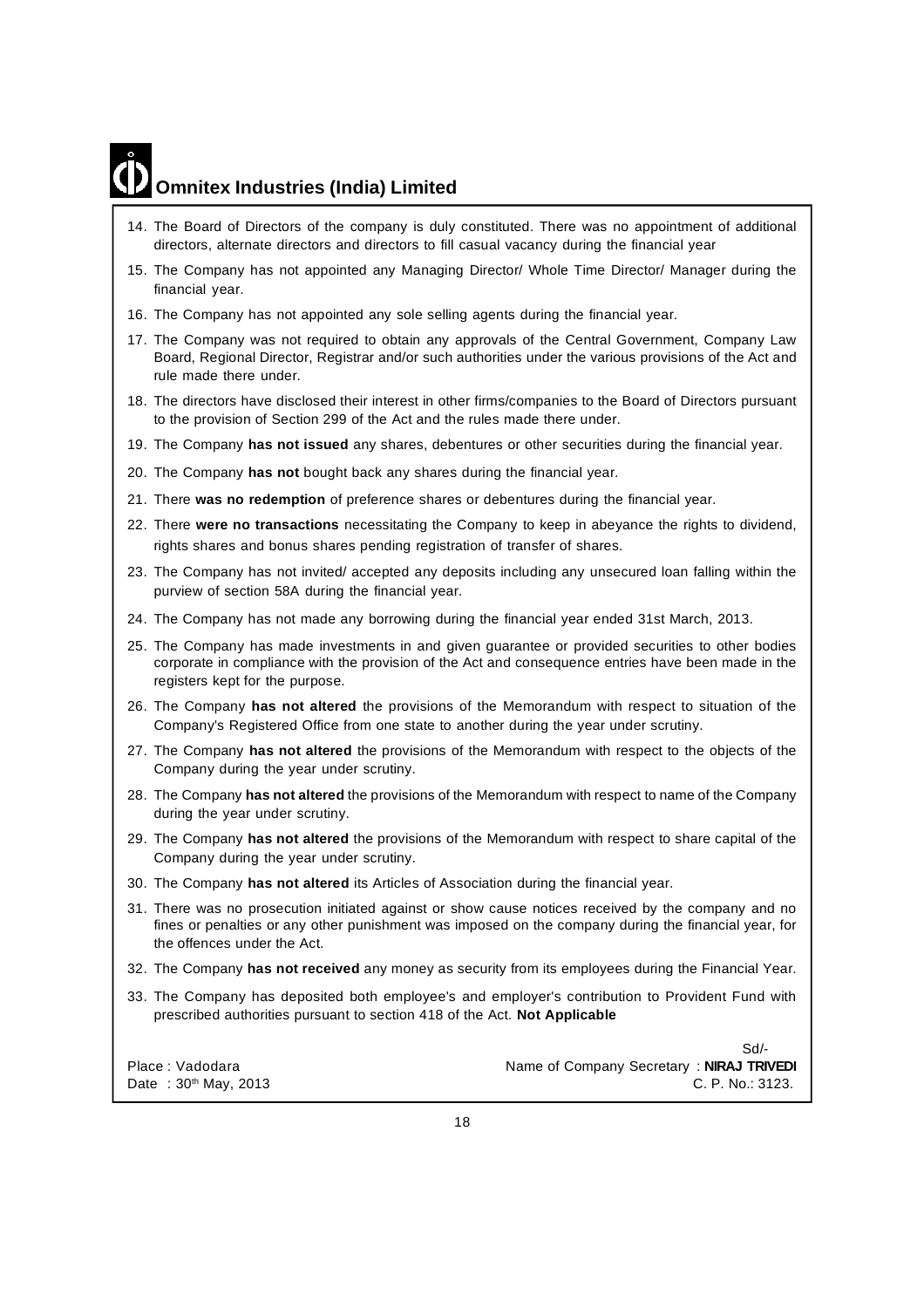14. The Board of Directors of the company is duly constituted. There was no appointment of additional directors, alternate directors and directors to fill casual vacancy during the financial year
15. The Company has not appointed any Managing Director/ Whole Time Director/ Manager during the financial year.
16. The Company has not appointed any sole selling agents during the financial year.
17. The Company was not required to obtain any approvals of the Central Government, Company Law Board, Regional Director, Registrar and/or such authorities under the various provisions of the Act and rule made there under.
18. The directors have disclosed their interest in other firms/companies to the Board of Directors pursuant to the provision of Section 299 of the Act and the rules made there under.
19. The Company **has not issued** any shares, debentures or other securities during the financial year.
20. The Company **has not** bought back any shares during the financial year.
21. There **was no redemption** of preference shares or debentures during the financial year.
22. There **were no transactions** necessitating the Company to keep in abeyance the rights to dividend, rights shares and bonus shares pending registration of transfer of shares.
23. The Company has not invited/ accepted any deposits including any unsecured loan falling within the purview of section 58A during the financial year.
24. The Company has not made any borrowing during the financial year ended 31st March, 2013.
25. The Company has made investments in and given guarantee or provided securities to other bodies corporate in compliance with the provision of the Act and consequence entries have been made in the registers kept for the purpose.
26. The Company **has not altered** the provisions of the Memorandum with respect to situation of the Company's Registered Office from one state to another during the year under scrutiny.
27. The Company **has not altered** the provisions of the Memorandum with respect to the objects of the Company during the year under scrutiny.
28. The Company **has not altered** the provisions of the Memorandum with respect to name of the Company during the year under scrutiny.
29. The Company **has not altered** the provisions of the Memorandum with respect to share capital of the Company during the year under scrutiny.
30. The Company **has not altered** its Articles of Association during the financial year.
31. There was no prosecution initiated against or show cause notices received by the company and no fines or penalties or any other punishment was imposed on the company during the financial year, for the offences under the Act.
32. The Company **has not received** any money as security from its employees during the Financial Year.
33. The Company has deposited both employee's and employer's contribution to Provident Fund with prescribed authorities pursuant to section 418 of the Act. **Not Applicable**

Sd/-

Place : Vadodara
Date : 30th May, 2013

Name of Company Secretary : **NIRAJ TRIVEDI**
C. P. No.: 3123.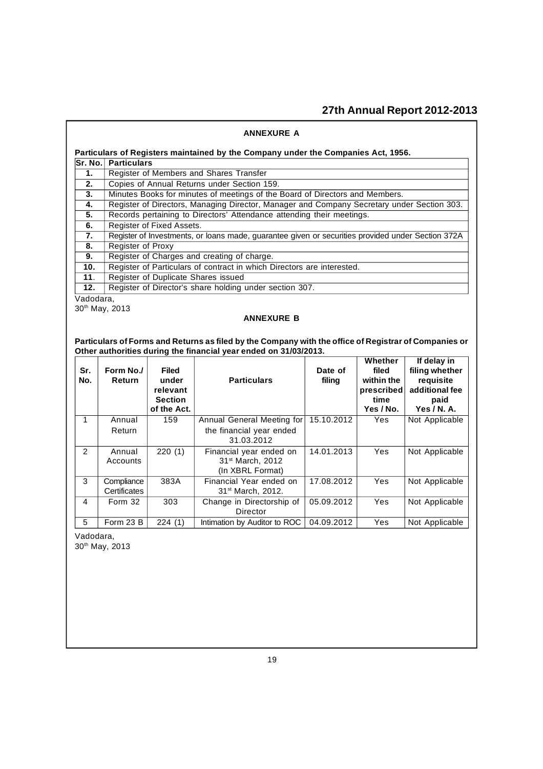## ANNEXURE A

**Particulars of Registers maintained by the Company under the Companies Act, 1956.**

| Sr. No. | Particulars |
|---|---|
| 1. | Register of Members and Shares Transfer |
| 2. | Copies of Annual Returns under Section 159. |
| 3. | Minutes Books for minutes of meetings of the Board of Directors and Members. |
| 4. | Register of Directors, Managing Director, Manager and Company Secretary under Section 303. |
| 5. | Records pertaining to Directors' Attendance attending their meetings. |
| 6. | Register of Fixed Assets. |
| 7. | Register of Investments, or loans made, guarantee given or securities provided under Section 372A |
| 8. | Register of Proxy |
| 9. | Register of Charges and creating of charge. |
| 10. | Register of Particulars of contract in which Directors are interested. |
| 11. | Register of Duplicate Shares issued |
| 12. | Register of Director's share holding under section 307. |

Vadodara,
30th May, 2013

## ANNEXURE B

**Particulars of Forms and Returns as filed by the Company with the office of Registrar of Companies or Other authorities during the financial year ended on 31/03/2013.**

| Sr. No. | Form No./ Return | Filed under relevant Section of the Act. | Particulars | Date of filing | Whether filed within the prescribed time Yes / No. | If delay in filing whether requisite additional fee paid Yes / N. A. |
|---|---|---|---|---|---|---|
| 1 | Annual Return | 159 | Annual General Meeting for the financial year ended 31.03.2012 | 15.10.2012 | Yes | Not Applicable |
| 2 | Annual Accounts | 220 (1) | Financial year ended on 31st March, 2012 (In XBRL Format) | 14.01.2013 | Yes | Not Applicable |
| 3 | Compliance Certificates | 383A | Financial Year ended on 31st March, 2012. | 17.08.2012 | Yes | Not Applicable |
| 4 | Form 32 | 303 | Change in Directorship of Director | 05.09.2012 | Yes | Not Applicable |
| 5 | Form 23 B | 224 (1) | Intimation by Auditor to ROC | 04.09.2012 | Yes | Not Applicable |

Vadodara,
30th May, 2013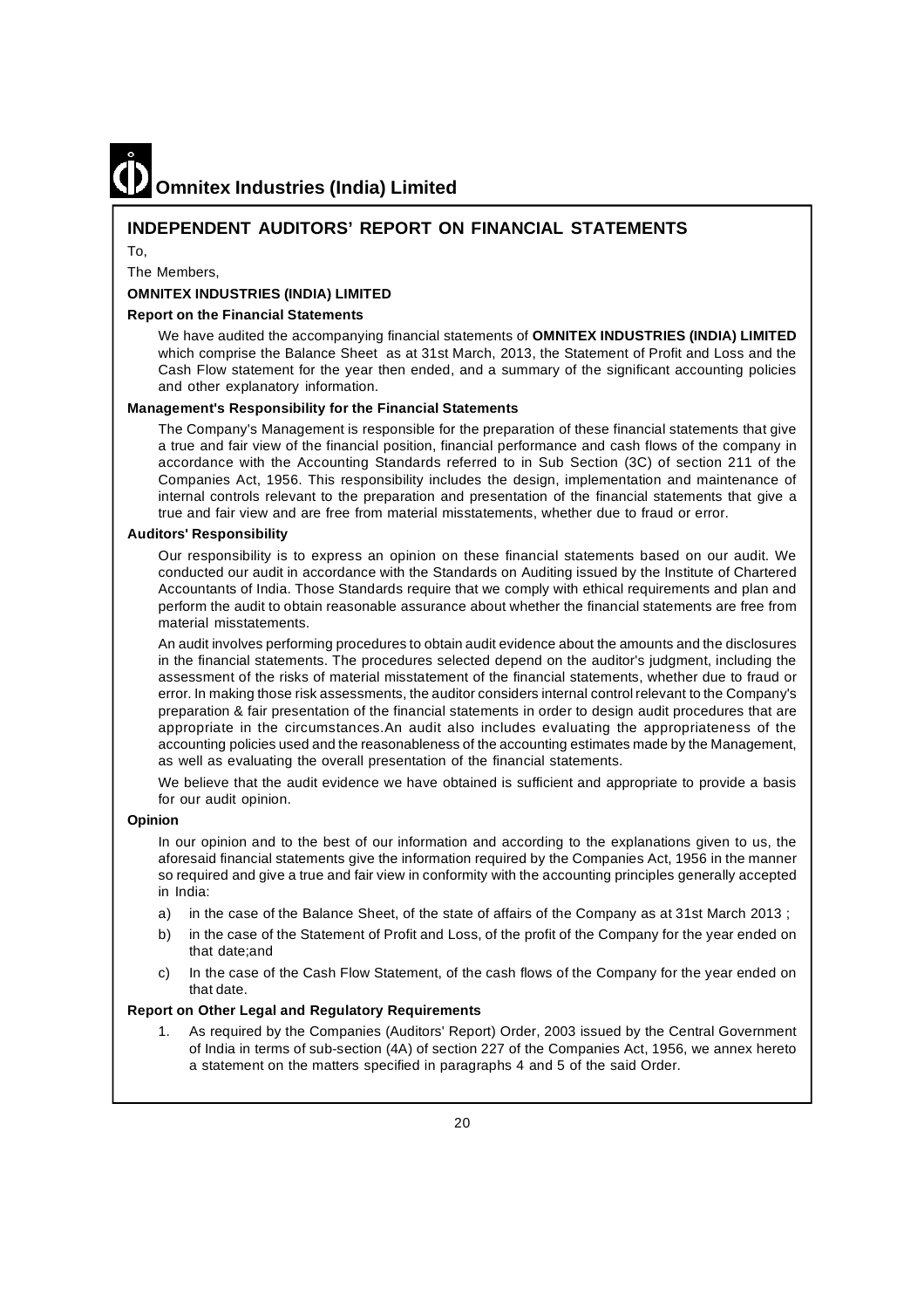# INDEPENDENT AUDITORS' REPORT ON FINANCIAL STATEMENTS

To,

The Members,

**OMNITEX INDUSTRIES (INDIA) LIMITED**

### Report on the Financial Statements

We have audited the accompanying financial statements of **OMNITEX INDUSTRIES (INDIA) LIMITED** which comprise the Balance Sheet as at 31st March, 2013, the Statement of Profit and Loss and the Cash Flow statement for the year then ended, and a summary of the significant accounting policies and other explanatory information.

### Management's Responsibility for the Financial Statements

The Company's Management is responsible for the preparation of these financial statements that give a true and fair view of the financial position, financial performance and cash flows of the company in accordance with the Accounting Standards referred to in Sub Section (3C) of section 211 of the Companies Act, 1956. This responsibility includes the design, implementation and maintenance of internal controls relevant to the preparation and presentation of the financial statements that give a true and fair view and are free from material misstatements, whether due to fraud or error.

### Auditors' Responsibility

Our responsibility is to express an opinion on these financial statements based on our audit. We conducted our audit in accordance with the Standards on Auditing issued by the Institute of Chartered Accountants of India. Those Standards require that we comply with ethical requirements and plan and perform the audit to obtain reasonable assurance about whether the financial statements are free from material misstatements.

An audit involves performing procedures to obtain audit evidence about the amounts and the disclosures in the financial statements. The procedures selected depend on the auditor's judgment, including the assessment of the risks of material misstatement of the financial statements, whether due to fraud or error. In making those risk assessments, the auditor considers internal control relevant to the Company's preparation & fair presentation of the financial statements in order to design audit procedures that are appropriate in the circumstances.An audit also includes evaluating the appropriateness of the accounting policies used and the reasonableness of the accounting estimates made by the Management, as well as evaluating the overall presentation of the financial statements.

We believe that the audit evidence we have obtained is sufficient and appropriate to provide a basis for our audit opinion.

### Opinion

In our opinion and to the best of our information and according to the explanations given to us, the aforesaid financial statements give the information required by the Companies Act, 1956 in the manner so required and give a true and fair view in conformity with the accounting principles generally accepted in India:

a) in the case of the Balance Sheet, of the state of affairs of the Company as at 31st March 2013 ;

b) in the case of the Statement of Profit and Loss, of the profit of the Company for the year ended on that date;and

c) In the case of the Cash Flow Statement, of the cash flows of the Company for the year ended on that date.

### Report on Other Legal and Regulatory Requirements

1. As required by the Companies (Auditors' Report) Order, 2003 issued by the Central Government of India in terms of sub-section (4A) of section 227 of the Companies Act, 1956, we annex hereto a statement on the matters specified in paragraphs 4 and 5 of the said Order.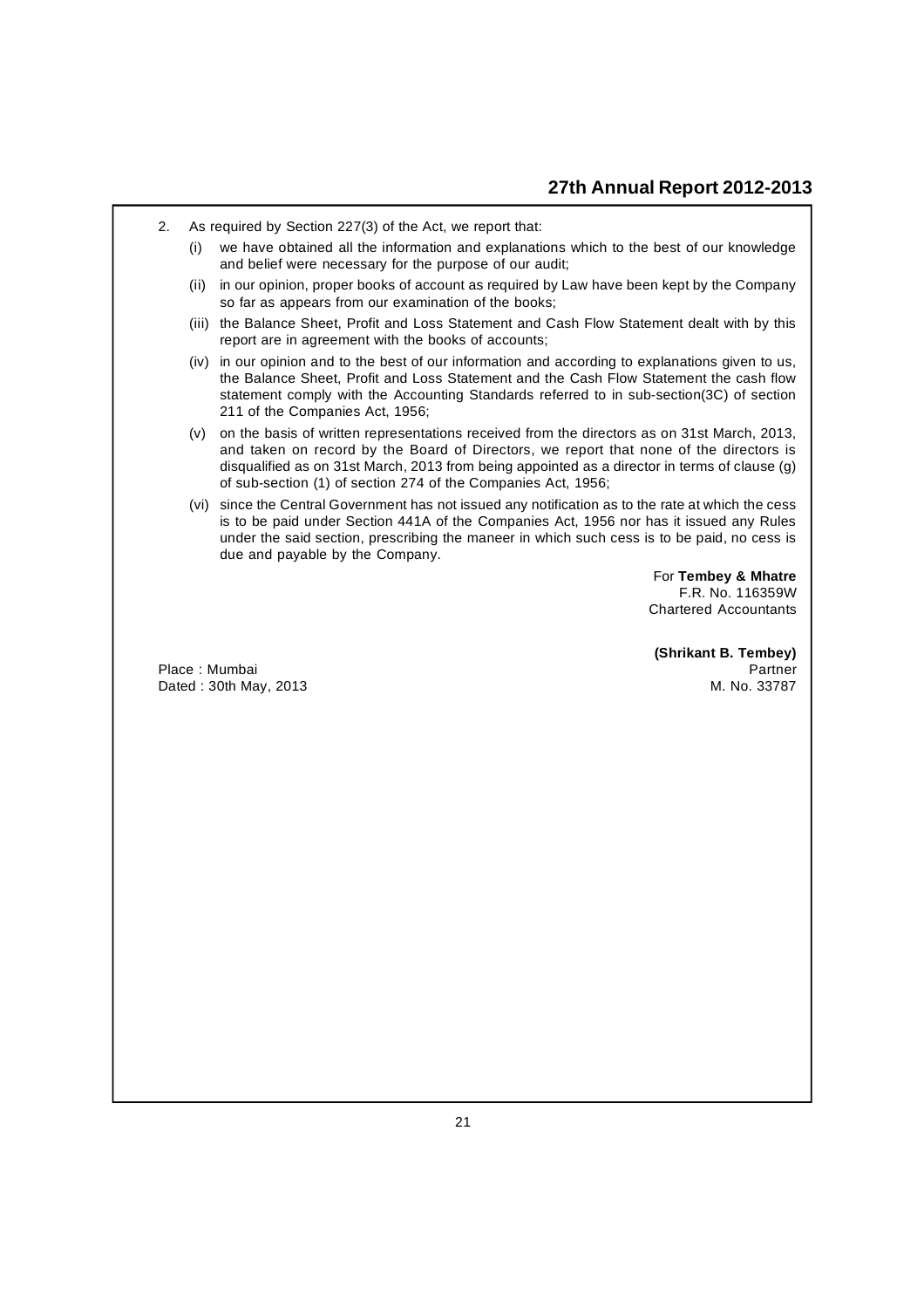2. As required by Section 227(3) of the Act, we report that:

   (i) we have obtained all the information and explanations which to the best of our knowledge and belief were necessary for the purpose of our audit;

   (ii) in our opinion, proper books of account as required by Law have been kept by the Company so far as appears from our examination of the books;

   (iii) the Balance Sheet, Profit and Loss Statement and Cash Flow Statement dealt with by this report are in agreement with the books of accounts;

   (iv) in our opinion and to the best of our information and according to explanations given to us, the Balance Sheet, Profit and Loss Statement and the Cash Flow Statement the cash flow statement comply with the Accounting Standards referred to in sub-section(3C) of section 211 of the Companies Act, 1956;

   (v) on the basis of written representations received from the directors as on 31st March, 2013, and taken on record by the Board of Directors, we report that none of the directors is disqualified as on 31st March, 2013 from being appointed as a director in terms of clause (g) of sub-section (1) of section 274 of the Companies Act, 1956;

   (vi) since the Central Government has not issued any notification as to the rate at which the cess is to be paid under Section 441A of the Companies Act, 1956 nor has it issued any Rules under the said section, prescribing the maneer in which such cess is to be paid, no cess is due and payable by the Company.

For **Tembey & Mhatre**
F.R. No. 116359W
Chartered Accountants

**(Shrikant B. Tembey)**
Partner
M. No. 33787

Place : Mumbai
Dated : 30th May, 2013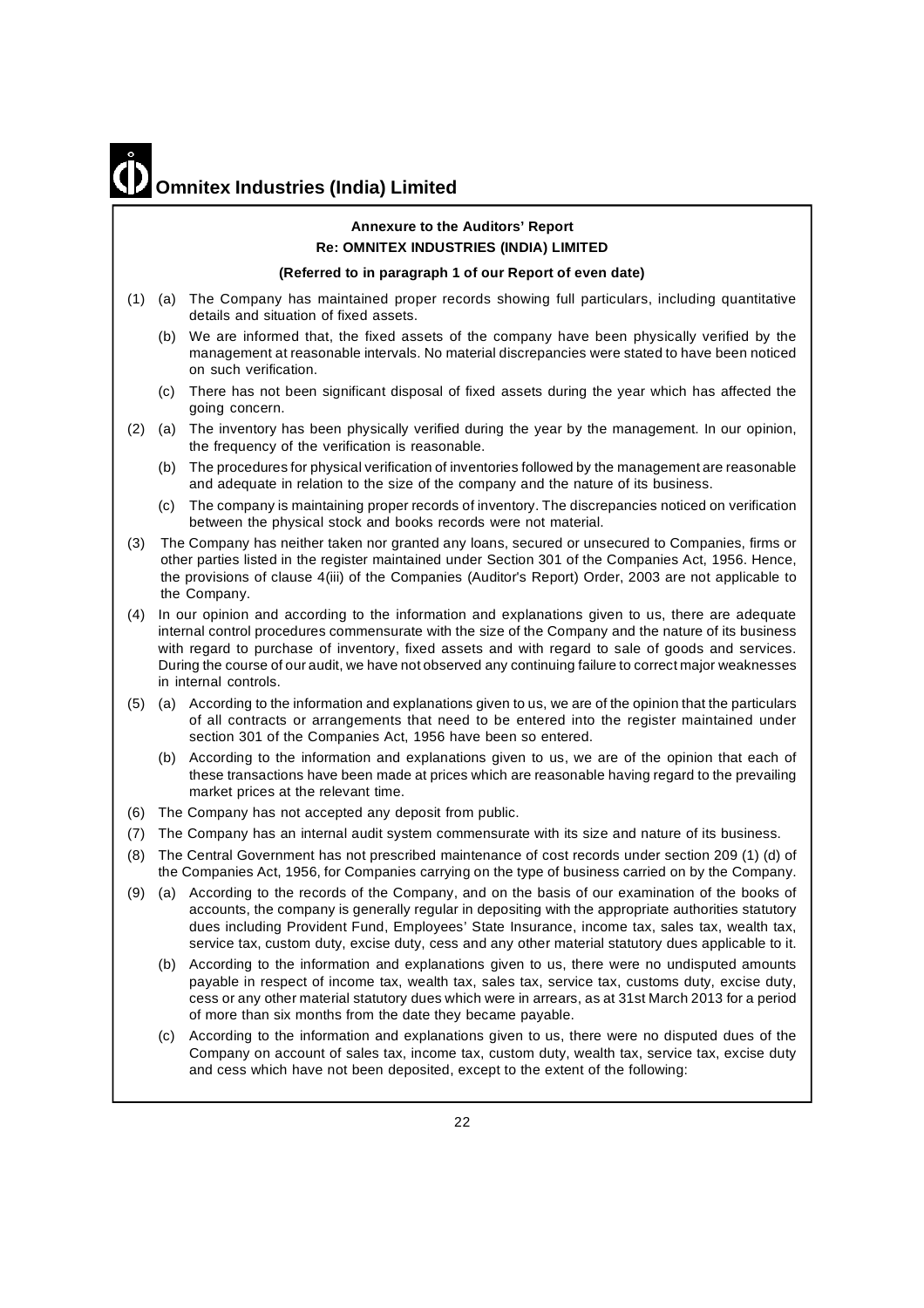## Annexure to the Auditors' Report

**Re: OMNITEX INDUSTRIES (INDIA) LIMITED**

**(Referred to in paragraph 1 of our Report of even date)**

(1) (a) The Company has maintained proper records showing full particulars, including quantitative details and situation of fixed assets.

(b) We are informed that, the fixed assets of the company have been physically verified by the management at reasonable intervals. No material discrepancies were stated to have been noticed on such verification.

(c) There has not been significant disposal of fixed assets during the year which has affected the going concern.

(2) (a) The inventory has been physically verified during the year by the management. In our opinion, the frequency of the verification is reasonable.

(b) The procedures for physical verification of inventories followed by the management are reasonable and adequate in relation to the size of the company and the nature of its business.

(c) The company is maintaining proper records of inventory. The discrepancies noticed on verification between the physical stock and books records were not material.

(3) The Company has neither taken nor granted any loans, secured or unsecured to Companies, firms or other parties listed in the register maintained under Section 301 of the Companies Act, 1956. Hence, the provisions of clause 4(iii) of the Companies (Auditor's Report) Order, 2003 are not applicable to the Company.

(4) In our opinion and according to the information and explanations given to us, there are adequate internal control procedures commensurate with the size of the Company and the nature of its business with regard to purchase of inventory, fixed assets and with regard to sale of goods and services. During the course of our audit, we have not observed any continuing failure to correct major weaknesses in internal controls.

(5) (a) According to the information and explanations given to us, we are of the opinion that the particulars of all contracts or arrangements that need to be entered into the register maintained under section 301 of the Companies Act, 1956 have been so entered.

(b) According to the information and explanations given to us, we are of the opinion that each of these transactions have been made at prices which are reasonable having regard to the prevailing market prices at the relevant time.

(6) The Company has not accepted any deposit from public.

(7) The Company has an internal audit system commensurate with its size and nature of its business.

(8) The Central Government has not prescribed maintenance of cost records under section 209 (1) (d) of the Companies Act, 1956, for Companies carrying on the type of business carried on by the Company.

(9) (a) According to the records of the Company, and on the basis of our examination of the books of accounts, the company is generally regular in depositing with the appropriate authorities statutory dues including Provident Fund, Employees' State Insurance, income tax, sales tax, wealth tax, service tax, custom duty, excise duty, cess and any other material statutory dues applicable to it.

(b) According to the information and explanations given to us, there were no undisputed amounts payable in respect of income tax, wealth tax, sales tax, service tax, customs duty, excise duty, cess or any other material statutory dues which were in arrears, as at 31st March 2013 for a period of more than six months from the date they became payable.

(c) According to the information and explanations given to us, there were no disputed dues of the Company on account of sales tax, income tax, custom duty, wealth tax, service tax, excise duty and cess which have not been deposited, except to the extent of the following: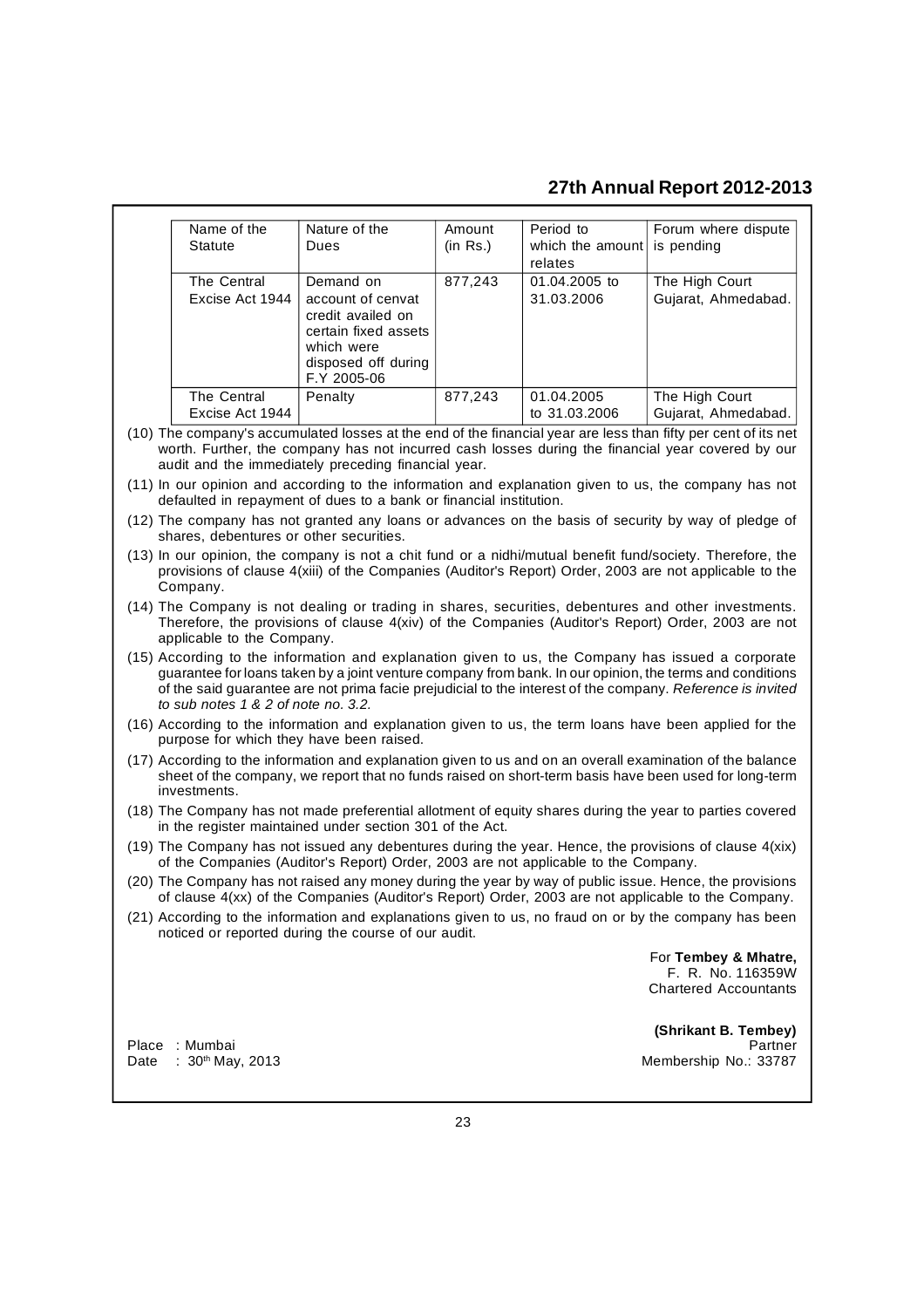| Name of the Statute | Nature of the Dues | Amount (in Rs.) | Period to which the amount relates | Forum where dispute is pending |
|---|---|---|---|---|
| The Central Excise Act 1944 | Demand on account of cenvat credit availed on certain fixed assets which were disposed off during F.Y 2005-06 | 877,243 | 01.04.2005 to 31.03.2006 | The High Court Gujarat, Ahmedabad. |
| The Central Excise Act 1944 | Penalty | 877,243 | 01.04.2005 to 31.03.2006 | The High Court Gujarat, Ahmedabad. |

(10) The company's accumulated losses at the end of the financial year are less than fifty per cent of its net worth. Further, the company has not incurred cash losses during the financial year covered by our audit and the immediately preceding financial year.

(11) In our opinion and according to the information and explanation given to us, the company has not defaulted in repayment of dues to a bank or financial institution.

(12) The company has not granted any loans or advances on the basis of security by way of pledge of shares, debentures or other securities.

(13) In our opinion, the company is not a chit fund or a nidhi/mutual benefit fund/society. Therefore, the provisions of clause 4(xiii) of the Companies (Auditor's Report) Order, 2003 are not applicable to the Company.

(14) The Company is not dealing or trading in shares, securities, debentures and other investments. Therefore, the provisions of clause 4(xiv) of the Companies (Auditor's Report) Order, 2003 are not applicable to the Company.

(15) According to the information and explanation given to us, the Company has issued a corporate guarantee for loans taken by a joint venture company from bank. In our opinion, the terms and conditions of the said guarantee are not prima facie prejudicial to the interest of the company. *Reference is invited to sub notes 1 & 2 of note no. 3.2.*

(16) According to the information and explanation given to us, the term loans have been applied for the purpose for which they have been raised.

(17) According to the information and explanation given to us and on an overall examination of the balance sheet of the company, we report that no funds raised on short-term basis have been used for long-term investments.

(18) The Company has not made preferential allotment of equity shares during the year to parties covered in the register maintained under section 301 of the Act.

(19) The Company has not issued any debentures during the year. Hence, the provisions of clause 4(xix) of the Companies (Auditor's Report) Order, 2003 are not applicable to the Company.

(20) The Company has not raised any money during the year by way of public issue. Hence, the provisions of clause 4(xx) of the Companies (Auditor's Report) Order, 2003 are not applicable to the Company.

(21) According to the information and explanations given to us, no fraud on or by the company has been noticed or reported during the course of our audit.

For **Tembey & Mhatre,**
F. R. No. 116359W
Chartered Accountants

**(Shrikant B. Tembey)**
Partner
Membership No.: 33787

Place : Mumbai
Date : 30th May, 2013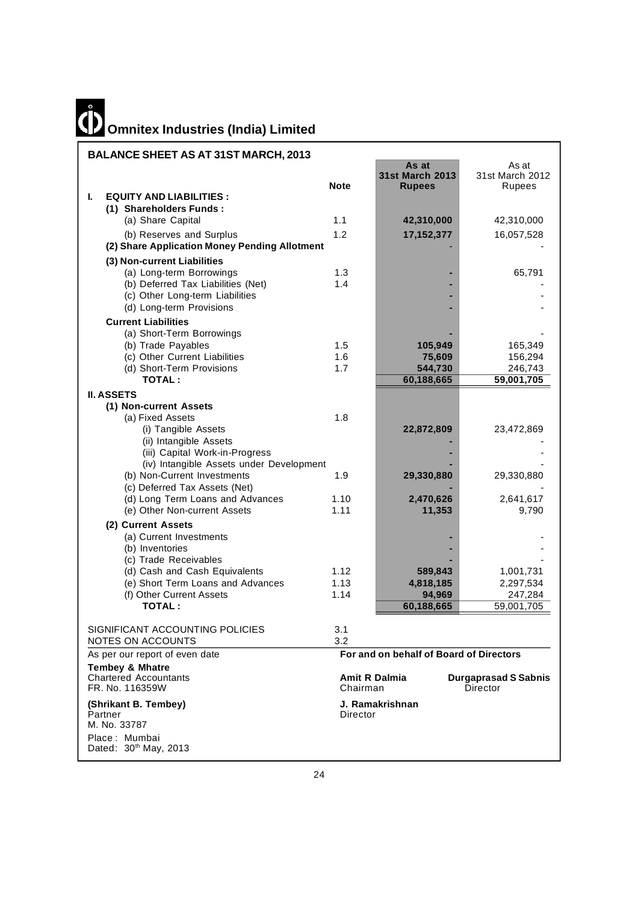# Omnitex Industries (India) Limited

## BALANCE SHEET AS AT 31ST MARCH, 2013

| | Note | As at 31st March 2013 Rupees | As at 31st March 2012 Rupees |
|---|---|---|---|
| **I. EQUITY AND LIABILITIES :** | | | |
| **(1) Shareholders Funds :** | | | |
| (a) Share Capital | 1.1 | **42,310,000** | 42,310,000 |
| (b) Reserves and Surplus | 1.2 | **17,152,377** | 16,057,528 |
| **(2) Share Application Money Pending Allotment** | | - | - |
| **(3) Non-current Liabilities** | | | |
| (a) Long-term Borrowings | 1.3 | - | 65,791 |
| (b) Deferred Tax Liabilities (Net) | 1.4 | - | - |
| (c) Other Long-term Liabilities | | - | - |
| (d) Long-term Provisions | | - | - |
| **Current Liabilities** | | | |
| (a) Short-Term Borrowings | | - | - |
| (b) Trade Payables | 1.5 | **105,949** | 165,349 |
| (c) Other Current Liabilities | 1.6 | **75,609** | 156,294 |
| (d) Short-Term Provisions | 1.7 | **544,730** | 246,743 |
| **TOTAL :** | | **60,188,665** | **59,001,705** |
| **II. ASSETS** | | | |
| **(1) Non-current Assets** | | | |
| (a) Fixed Assets | 1.8 | | |
| (i) Tangible Assets | | **22,872,809** | 23,472,869 |
| (ii) Intangible Assets | | - | - |
| (iii) Capital Work-in-Progress | | - | - |
| (iv) Intangible Assets under Development | | - | - |
| (b) Non-Current Investments | 1.9 | **29,330,880** | 29,330,880 |
| (c) Deferred Tax Assets (Net) | | - | - |
| (d) Long Term Loans and Advances | 1.10 | **2,470,626** | 2,641,617 |
| (e) Other Non-current Assets | 1.11 | **11,353** | 9,790 |
| **(2) Current Assets** | | | |
| (a) Current Investments | | - | - |
| (b) Inventories | | - | - |
| (c) Trade Receivables | | - | - |
| (d) Cash and Cash Equivalents | 1.12 | **589,843** | 1,001,731 |
| (e) Short Term Loans and Advances | 1.13 | **4,818,185** | 2,297,534 |
| (f) Other Current Assets | 1.14 | **94,969** | 247,284 |
| **TOTAL :** | | **60,188,665** | 59,001,705 |

SIGNIFICANT ACCOUNTING POLICIES 3.1

NOTES ON ACCOUNTS 3.2

As per our report of even date

**Tembey & Mhatre**
Chartered Accountants
FR. No. 116359W

**(Shrikant B. Tembey)**
Partner
M. No. 33787

Place : Mumbai
Dated: 30th May, 2013

**For and on behalf of Board of Directors**

**Amit R Dalmia**
Chairman

**Durgaprasad S Sabnis**
Director

**J. Ramakrishnan**
Director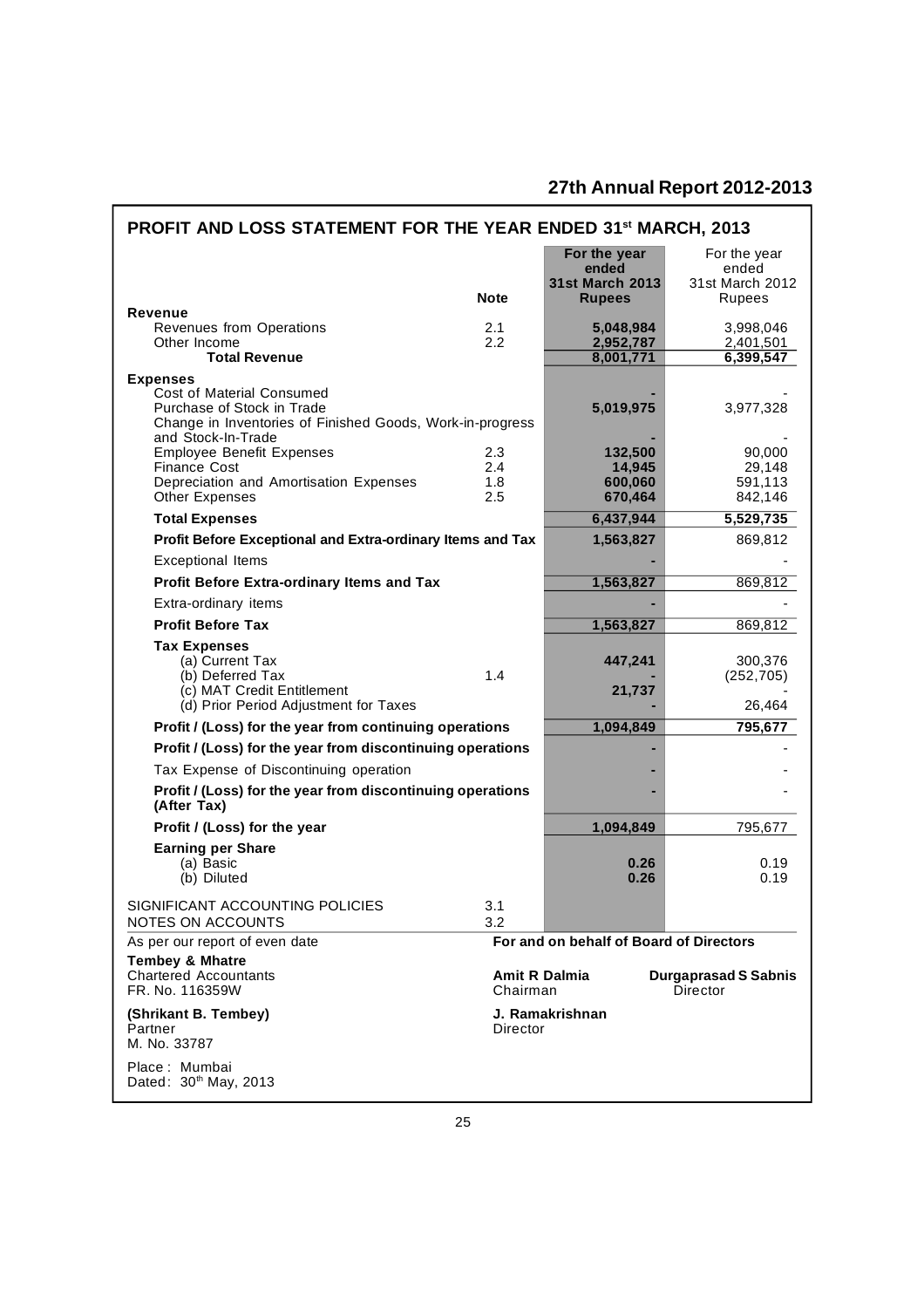# PROFIT AND LOSS STATEMENT FOR THE YEAR ENDED 31st MARCH, 2013

| | Note | For the year ended 31st March 2013 Rupees | For the year ended 31st March 2012 Rupees |
|---|---|---|---|
| **Revenue** | | | |
| Revenues from Operations | 2.1 | 5,048,984 | 3,998,046 |
| Other Income | 2.2 | 2,952,787 | 2,401,501 |
| **Total Revenue** | | 8,001,771 | 6,399,547 |
| **Expenses** | | | |
| Cost of Material Consumed | | - | - |
| Purchase of Stock in Trade | | 5,019,975 | 3,977,328 |
| Change in Inventories of Finished Goods, Work-in-progress and Stock-In-Trade | | - | - |
| Employee Benefit Expenses | 2.3 | 132,500 | 90,000 |
| Finance Cost | 2.4 | 14,945 | 29,148 |
| Depreciation and Amortisation Expenses | 1.8 | 600,060 | 591,113 |
| Other Expenses | 2.5 | 670,464 | 842,146 |
| **Total Expenses** | | 6,437,944 | 5,529,735 |
| **Profit Before Exceptional and Extra-ordinary Items and Tax** | | 1,563,827 | 869,812 |
| Exceptional Items | | - | - |
| **Profit Before Extra-ordinary Items and Tax** | | 1,563,827 | 869,812 |
| Extra-ordinary items | | - | - |
| **Profit Before Tax** | | 1,563,827 | 869,812 |
| **Tax Expenses** | | | |
| (a) Current Tax | | 447,241 | 300,376 |
| (b) Deferred Tax | 1.4 | - | (252,705) |
| (c) MAT Credit Entitlement | | 21,737 | - |
| (d) Prior Period Adjustment for Taxes | | - | 26,464 |
| **Profit / (Loss) for the year from continuing operations** | | 1,094,849 | 795,677 |
| **Profit / (Loss) for the year from discontinuing operations** | | - | - |
| Tax Expense of Discontinuing operation | | - | - |
| **Profit / (Loss) for the year from discontinuing operations (After Tax)** | | - | - |
| **Profit / (Loss) for the year** | | 1,094,849 | 795,677 |
| **Earning per Share** | | | |
| (a) Basic | | 0.26 | 0.19 |
| (b) Diluted | | 0.26 | 0.19 |
| SIGNIFICANT ACCOUNTING POLICIES | 3.1 | | |
| NOTES ON ACCOUNTS | 3.2 | | |

As per our report of even date

**Tembey & Mhatre**
Chartered Accountants
FR. No. 116359W

**(Shrikant B. Tembey)**
Partner
M. No. 33787

Place : Mumbai
Dated: 30th May, 2013

**For and on behalf of Board of Directors**

**Amit R Dalmia**
Chairman

**Durgaprasad S Sabnis**
Director

**J. Ramakrishnan**
Director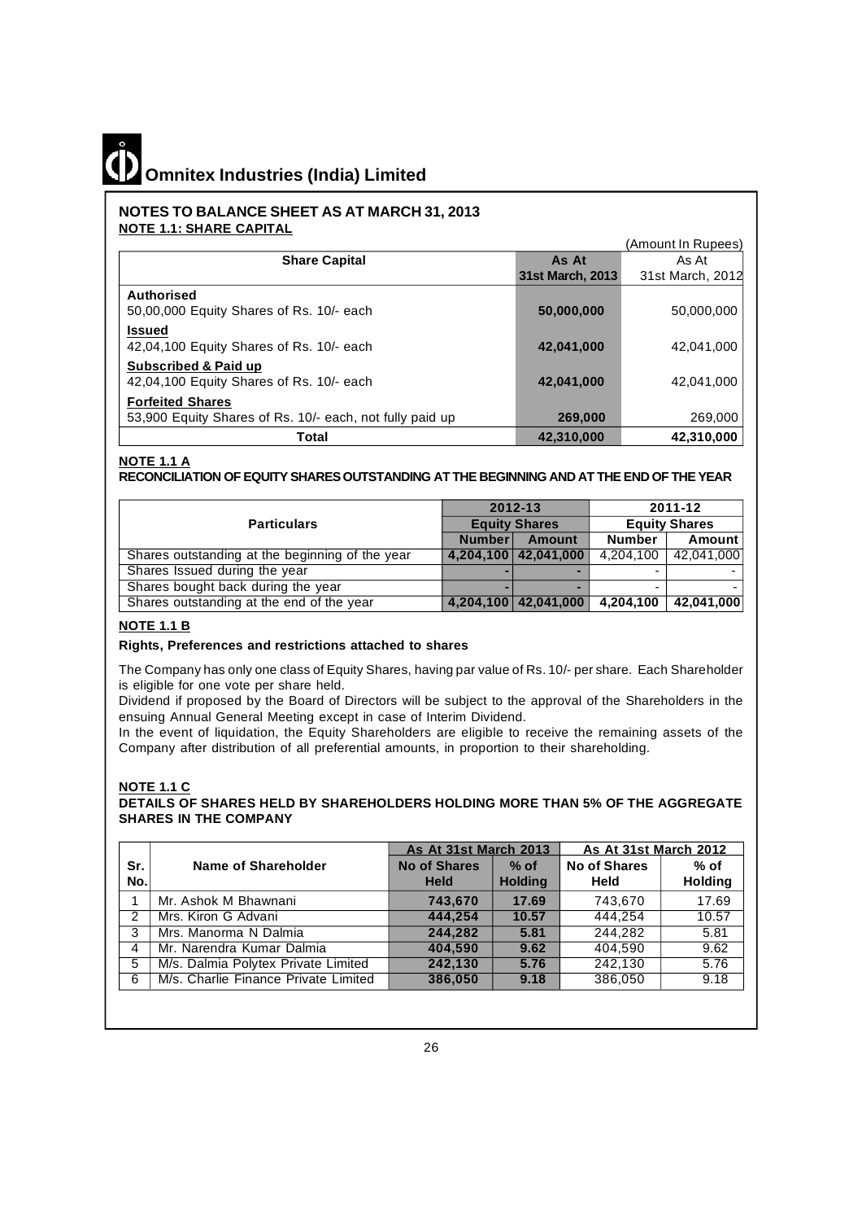# Omnitex Industries (India) Limited

## NOTES TO BALANCE SHEET AS AT MARCH 31, 2013

### NOTE 1.1: SHARE CAPITAL

(Amount In Rupees)

| Share Capital | As At 31st March, 2013 | As At 31st March, 2012 |
|---|---|---|
| **Authorised** | | |
| 50,00,000 Equity Shares of Rs. 10/- each | **50,000,000** | 50,000,000 |
| **Issued** | | |
| 42,04,100 Equity Shares of Rs. 10/- each | **42,041,000** | 42,041,000 |
| **Subscribed & Paid up** | | |
| 42,04,100 Equity Shares of Rs. 10/- each | **42,041,000** | 42,041,000 |
| **Forfeited Shares** | | |
| 53,900 Equity Shares of Rs. 10/- each, not fully paid up | **269,000** | 269,000 |
| **Total** | **42,310,000** | **42,310,000** |

### NOTE 1.1 A

**RECONCILIATION OF EQUITY SHARES OUTSTANDING AT THE BEGINNING AND AT THE END OF THE YEAR**

| Particulars | 2012-13 | | 2011-12 | |
|---|---|---|---|---|
| | Equity Shares | | Equity Shares | |
| | Number | Amount | Number | Amount |
| Shares outstanding at the beginning of the year | 4,204,100 | 42,041,000 | 4,204,100 | 42,041,000 |
| Shares Issued during the year | - | - | - | - |
| Shares bought back during the year | - | - | - | - |
| Shares outstanding at the end of the year | 4,204,100 | 42,041,000 | 4,204,100 | 42,041,000 |

### NOTE 1.1 B

**Rights, Preferences and restrictions attached to shares**

The Company has only one class of Equity Shares, having par value of Rs. 10/- per share. Each Shareholder is eligible for one vote per share held.

Dividend if proposed by the Board of Directors will be subject to the approval of the Shareholders in the ensuing Annual General Meeting except in case of Interim Dividend.

In the event of liquidation, the Equity Shareholders are eligible to receive the remaining assets of the Company after distribution of all preferential amounts, in proportion to their shareholding.

### NOTE 1.1 C

**DETAILS OF SHARES HELD BY SHAREHOLDERS HOLDING MORE THAN 5% OF THE AGGREGATE SHARES IN THE COMPANY**

| Sr. No. | Name of Shareholder | As At 31st March 2013 | | As At 31st March 2012 | |
|---|---|---|---|---|---|
| | | No of Shares Held | % of Holding | No of Shares Held | % of Holding |
| 1 | Mr. Ashok M Bhawnani | 743,670 | 17.69 | 743,670 | 17.69 |
| 2 | Mrs. Kiron G Advani | 444,254 | 10.57 | 444,254 | 10.57 |
| 3 | Mrs. Manorma N Dalmia | 244,282 | 5.81 | 244,282 | 5.81 |
| 4 | Mr. Narendra Kumar Dalmia | 404,590 | 9.62 | 404,590 | 9.62 |
| 5 | M/s. Dalmia Polytex Private Limited | 242,130 | 5.76 | 242,130 | 5.76 |
| 6 | M/s. Charlie Finance Private Limited | 386,050 | 9.18 | 386,050 | 9.18 |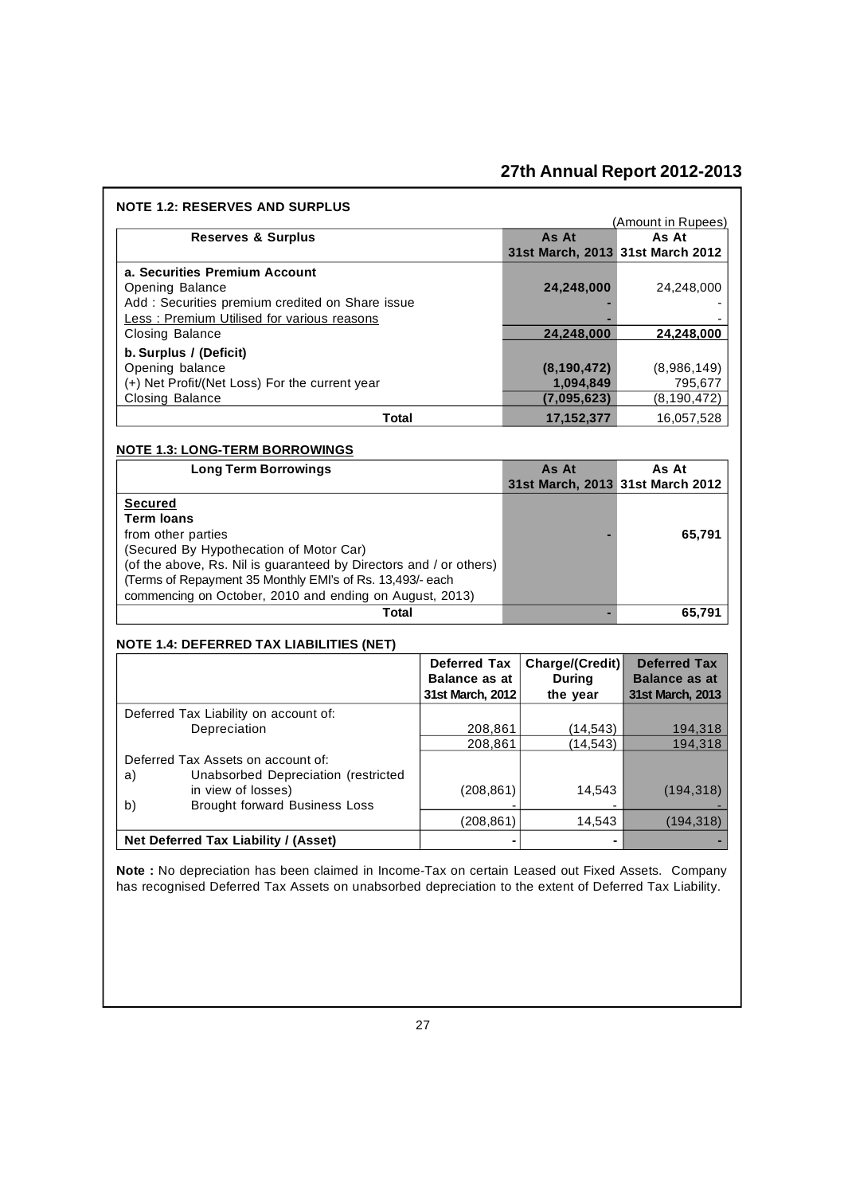## NOTE 1.2: RESERVES AND SURPLUS

(Amount in Rupees)

| Reserves & Surplus | As At 31st March, 2013 | As At 31st March 2012 |
|---|---|---|
| **a. Securities Premium Account** | | |
| Opening Balance | **24,248,000** | 24,248,000 |
| Add : Securities premium credited on Share issue | **-** | - |
| Less : Premium Utilised for various reasons | **-** | - |
| Closing Balance | **24,248,000** | **24,248,000** |
| **b. Surplus / (Deficit)** | | |
| Opening balance | **(8,190,472)** | (8,986,149) |
| (+) Net Profit/(Net Loss) For the current year | **1,094,849** | 795,677 |
| Closing Balance | **(7,095,623)** | (8,190,472) |
| **Total** | **17,152,377** | 16,057,528 |

## NOTE 1.3: LONG-TERM BORROWINGS

| Long Term Borrowings | As At 31st March, 2013 | As At 31st March 2012 |
|---|---|---|
| **Secured** | | |
| **Term loans** | | |
| from other parties | **-** | **65,791** |
| (Secured By Hypothecation of Motor Car) | | |
| (of the above, Rs. Nil is guaranteed by Directors and / or others) | | |
| (Terms of Repayment 35 Monthly EMI's of Rs. 13,493/- each commencing on October, 2010 and ending on August, 2013) | | |
| **Total** | **-** | **65,791** |

## NOTE 1.4: DEFERRED TAX LIABILITIES (NET)

| | Deferred Tax Balance as at 31st March, 2012 | Charge/(Credit) During the year | Deferred Tax Balance as at 31st March, 2013 |
|---|---|---|---|
| Deferred Tax Liability on account of: | | | |
| Depreciation | 208,861 | (14,543) | 194,318 |
| | 208,861 | (14,543) | 194,318 |
| Deferred Tax Assets on account of: | | | |
| a) Unabsorbed Depreciation (restricted in view of losses) | (208,861) | 14,543 | (194,318) |
| b) Brought forward Business Loss | - | - | - |
| | (208,861) | 14,543 | (194,318) |
| **Net Deferred Tax Liability / (Asset)** | - | - | - |

**Note :** No depreciation has been claimed in Income-Tax on certain Leased out Fixed Assets. Company has recognised Deferred Tax Assets on unabsorbed depreciation to the extent of Deferred Tax Liability.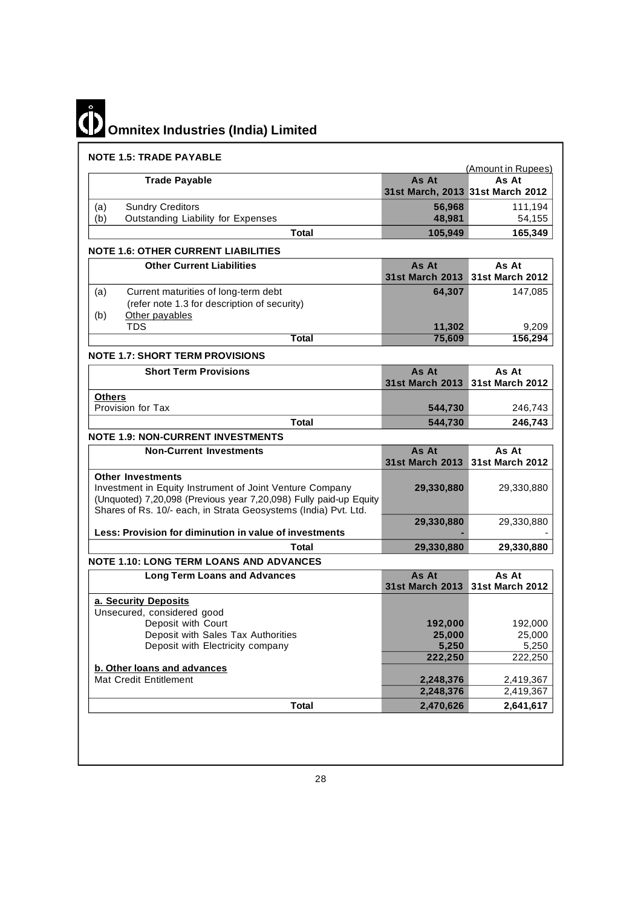# Omnitex Industries (India) Limited

### NOTE 1.5: TRADE PAYABLE

(Amount in Rupees)

| | Trade Payable | As At 31st March, 2013 | As At 31st March 2012 |
|---|---|---|---|
| (a) | Sundry Creditors | **56,968** | 111,194 |
| (b) | Outstanding Liability for Expenses | **48,981** | 54,155 |
| | **Total** | **105,949** | **165,349** |

### NOTE 1.6: OTHER CURRENT LIABILITIES

| | Other Current Liabilities | As At 31st March 2013 | As At 31st March 2012 |
|---|---|---|---|
| (a) | Current maturities of long-term debt (refer note 1.3 for description of security) | **64,307** | 147,085 |
| (b) | Other payables | | |
| | TDS | **11,302** | 9,209 |
| | **Total** | **75,609** | **156,294** |

### NOTE 1.7: SHORT TERM PROVISIONS

| Short Term Provisions | As At 31st March 2013 | As At 31st March 2012 |
|---|---|---|
| **Others** | | |
| Provision for Tax | **544,730** | 246,743 |
| **Total** | **544,730** | **246,743** |

### NOTE 1.9: NON-CURRENT INVESTMENTS

| Non-Current Investments | As At 31st March 2013 | As At 31st March 2012 |
|---|---|---|
| **Other Investments** | | |
| Investment in Equity Instrument of Joint Venture Company (Unquoted) 7,20,098 (Previous year 7,20,098) Fully paid-up Equity Shares of Rs. 10/- each, in Strata Geosystems (India) Pvt. Ltd. | **29,330,880** | 29,330,880 |
| | **29,330,880** | 29,330,880 |
| **Less: Provision for diminution in value of investments** | **-** | - |
| **Total** | **29,330,880** | **29,330,880** |

### NOTE 1.10: LONG TERM LOANS AND ADVANCES

| Long Term Loans and Advances | As At 31st March 2013 | As At 31st March 2012 |
|---|---|---|
| **a. Security Deposits** | | |
| Unsecured, considered good | | |
| Deposit with Court | **192,000** | 192,000 |
| Deposit with Sales Tax Authorities | **25,000** | 25,000 |
| Deposit with Electricity company | **5,250** | 5,250 |
| | **222,250** | 222,250 |
| **b. Other loans and advances** | | |
| Mat Credit Entitlement | **2,248,376** | 2,419,367 |
| | **2,248,376** | 2,419,367 |
| **Total** | **2,470,626** | **2,641,617** |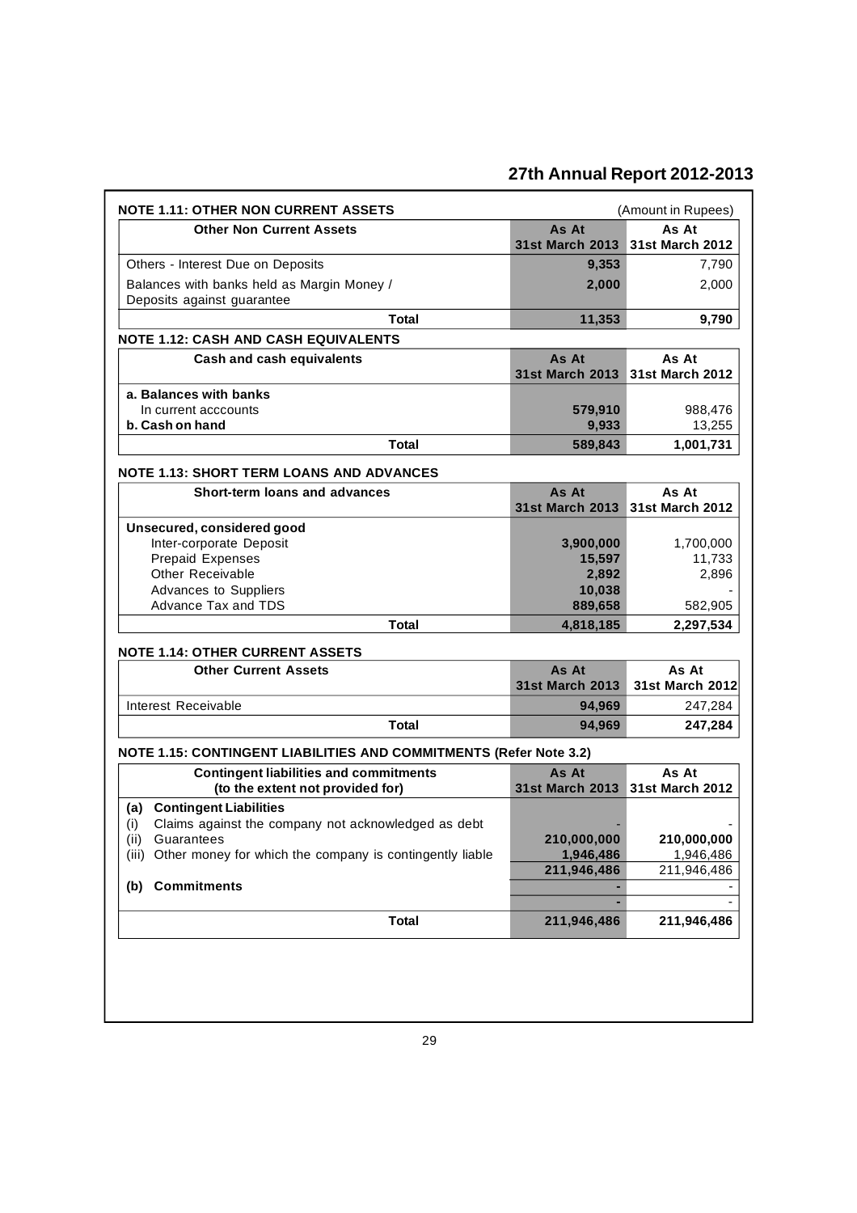## NOTE 1.11: OTHER NON CURRENT ASSETS

(Amount in Rupees)

| Other Non Current Assets | As At 31st March 2013 | As At 31st March 2012 |
|---|---|---|
| Others - Interest Due on Deposits | 9,353 | 7,790 |
| Balances with banks held as Margin Money / Deposits against guarantee | 2,000 | 2,000 |
| **Total** | **11,353** | **9,790** |

## NOTE 1.12: CASH AND CASH EQUIVALENTS

| Cash and cash equivalents | As At 31st March 2013 | As At 31st March 2012 |
|---|---|---|
| **a. Balances with banks** | | |
| In current acccounts | 579,910 | 988,476 |
| **b. Cash on hand** | 9,933 | 13,255 |
| **Total** | **589,843** | **1,001,731** |

## NOTE 1.13: SHORT TERM LOANS AND ADVANCES

| Short-term loans and advances | As At 31st March 2013 | As At 31st March 2012 |
|---|---|---|
| **Unsecured, considered good** | | |
| Inter-corporate Deposit | 3,900,000 | 1,700,000 |
| Prepaid Expenses | 15,597 | 11,733 |
| Other Receivable | 2,892 | 2,896 |
| Advances to Suppliers | 10,038 | - |
| Advance Tax and TDS | 889,658 | 582,905 |
| **Total** | **4,818,185** | **2,297,534** |

## NOTE 1.14: OTHER CURRENT ASSETS

| Other Current Assets | As At 31st March 2013 | As At 31st March 2012 |
|---|---|---|
| Interest Receivable | 94,969 | 247,284 |
| **Total** | **94,969** | **247,284** |

## NOTE 1.15: CONTINGENT LIABILITIES AND COMMITMENTS (Refer Note 3.2)

| Contingent liabilities and commitments (to the extent not provided for) | As At 31st March 2013 | As At 31st March 2012 |
|---|---|---|
| **(a) Contingent Liabilities** | | |
| (i) Claims against the company not acknowledged as debt | - | - |
| (ii) Guarantees | 210,000,000 | 210,000,000 |
| (iii) Other money for which the company is contingently liable | 1,946,486 | 1,946,486 |
| | 211,946,486 | 211,946,486 |
| **(b) Commitments** | - | - |
| | - | - |
| **Total** | **211,946,486** | **211,946,486** |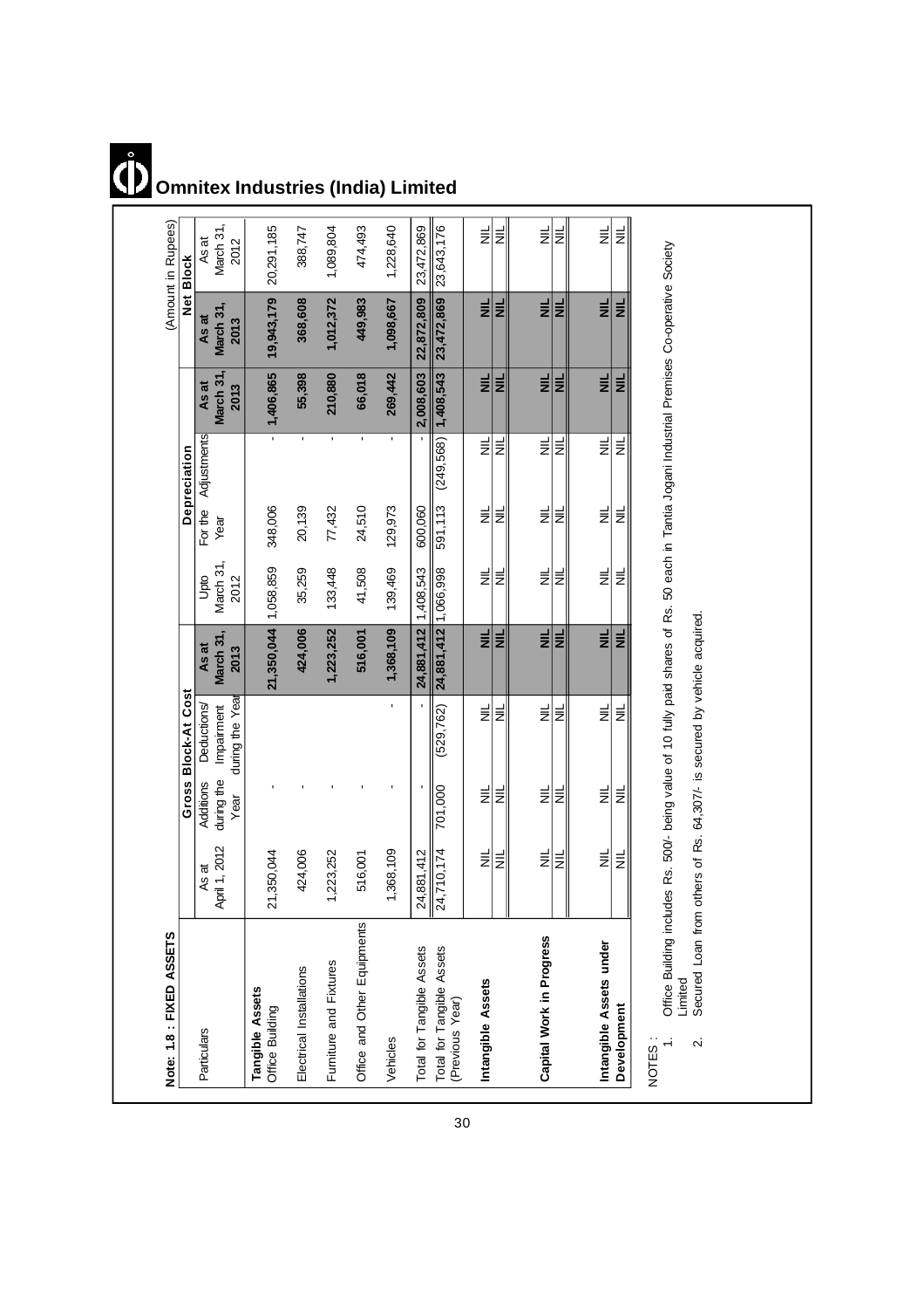# Omnitex Industries (India) Limited

**Note: 1.8 : FIXED ASSETS**

(Amount in Rupees)

| Particulars | Gross Block-At Cost | | | | Depreciation | | | | Net Block | |
|---|---|---|---|---|---|---|---|---|---|---|
| | As at April 1, 2012 | Additions during the Year | Deductions/ Impairment during the Year | As at March 31, 2013 | Upto March 31, 2012 | For the Year | Adjustments | As at March 31, 2013 | As at March 31, 2013 | As at March 31, 2012 |
| **Tangible Assets** | | | | | | | | | | |
| Office Building | 21,350,044 | - | | **21,350,044** | 1,058,859 | 348,006 | - | **1,406,865** | **19,943,179** | 20,291,185 |
| Electrical Installations | 424,006 | - | | **424,006** | 35,259 | 20,139 | - | **55,398** | **368,608** | 388,747 |
| Furniture and Fixtures | 1,223,252 | - | | **1,223,252** | 133,448 | 77,432 | - | **210,880** | **1,012,372** | 1,089,804 |
| Office and Other Equipments | 516,001 | - | | **516,001** | 41,508 | 24,510 | - | **66,018** | **449,983** | 474,493 |
| Vehicles | 1,368,109 | - | - | **1,368,109** | 139,469 | 129,973 | - | **269,442** | **1,098,667** | 1,228,640 |
| Total for Tangible Assets | 24,881,412 | - | - | **24,881,412** | 1,408,543 | 600,060 | - | **2,008,603** | **22,872,809** | 23,472,869 |
| Total for Tangible Assets (Previous Year) | 24,710,174 | 701,000 | (529,762) | **24,881,412** | 1,066,998 | 591,113 | (249,568) | **1,408,543** | **23,472,869** | 23,643,176 |
| **Intangible Assets** | NIL | NIL | NIL | **NIL** | NIL | NIL | NIL | **NIL** | **NIL** | NIL |
| | NIL | NIL | NIL | **NIL** | NIL | NIL | NIL | **NIL** | **NIL** | NIL |
| **Capital Work in Progress** | NIL | NIL | NIL | **NIL** | NIL | NIL | NIL | **NIL** | **NIL** | NIL |
| | NIL | NIL | NIL | **NIL** | NIL | NIL | NIL | **NIL** | **NIL** | NIL |
| **Intangible Assets under Development** | NIL | NIL | NIL | **NIL** | NIL | NIL | NIL | **NIL** | **NIL** | NIL |
| | NIL | NIL | NIL | **NIL** | NIL | NIL | NIL | **NIL** | **NIL** | NIL |

NOTES :

1. Office Building includes Rs. 500/- being value of 10 fully paid shares of Rs. 50 each in Tantia Jogani Industrial Premises Co-operative Society Limited
2. Secured Loan from others of Rs. 64,307/- is secured by vehicle acquired.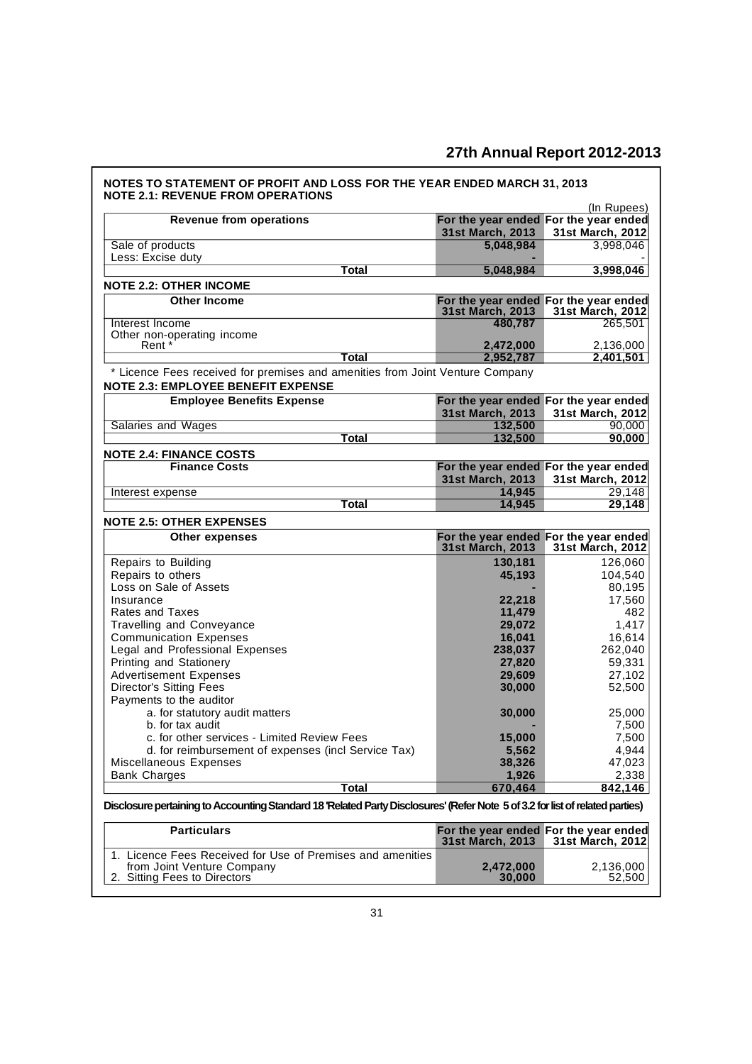## NOTES TO STATEMENT OF PROFIT AND LOSS FOR THE YEAR ENDED MARCH 31, 2013

### NOTE 2.1: REVENUE FROM OPERATIONS

(In Rupees)

| Revenue from operations | For the year ended 31st March, 2013 | For the year ended 31st March, 2012 |
|---|---|---|
| Sale of products | 5,048,984 | 3,998,046 |
| Less: Excise duty | - | - |
| **Total** | **5,048,984** | **3,998,046** |

### NOTE 2.2: OTHER INCOME

| Other Income | For the year ended 31st March, 2013 | For the year ended 31st March, 2012 |
|---|---|---|
| Interest Income | 480,787 | 265,501 |
| Other non-operating income | | |
| Rent * | 2,472,000 | 2,136,000 |
| **Total** | **2,952,787** | **2,401,501** |

\* Licence Fees received for premises and amenities from Joint Venture Company

### NOTE 2.3: EMPLOYEE BENEFIT EXPENSE

| Employee Benefits Expense | For the year ended 31st March, 2013 | For the year ended 31st March, 2012 |
|---|---|---|
| Salaries and Wages | 132,500 | 90,000 |
| **Total** | **132,500** | **90,000** |

### NOTE 2.4: FINANCE COSTS

| Finance Costs | For the year ended 31st March, 2013 | For the year ended 31st March, 2012 |
|---|---|---|
| Interest expense | 14,945 | 29,148 |
| **Total** | **14,945** | **29,148** |

### NOTE 2.5: OTHER EXPENSES

| Other expenses | For the year ended 31st March, 2013 | For the year ended 31st March, 2012 |
|---|---|---|
| Repairs to Building | 130,181 | 126,060 |
| Repairs to others | 45,193 | 104,540 |
| Loss on Sale of Assets | - | 80,195 |
| Insurance | 22,218 | 17,560 |
| Rates and Taxes | 11,479 | 482 |
| Travelling and Conveyance | 29,072 | 1,417 |
| Communication Expenses | 16,041 | 16,614 |
| Legal and Professional Expenses | 238,037 | 262,040 |
| Printing and Stationery | 27,820 | 59,331 |
| Advertisement Expenses | 29,609 | 27,102 |
| Director's Sitting Fees | 30,000 | 52,500 |
| Payments to the auditor | | |
| a. for statutory audit matters | 30,000 | 25,000 |
| b. for tax audit | - | 7,500 |
| c. for other services - Limited Review Fees | 15,000 | 7,500 |
| d. for reimbursement of expenses (incl Service Tax) | 5,562 | 4,944 |
| Miscellaneous Expenses | 38,326 | 47,023 |
| Bank Charges | 1,926 | 2,338 |
| **Total** | **670,464** | **842,146** |

**Disclosure pertaining to Accounting Standard 18 'Related Party Disclosures' (Refer Note 5 of 3.2 for list of related parties)**

| Particulars | For the year ended 31st March, 2013 | For the year ended 31st March, 2012 |
|---|---|---|
| 1. Licence Fees Received for Use of Premises and amenities from Joint Venture Company | 2,472,000 | 2,136,000 |
| 2. Sitting Fees to Directors | 30,000 | 52,500 |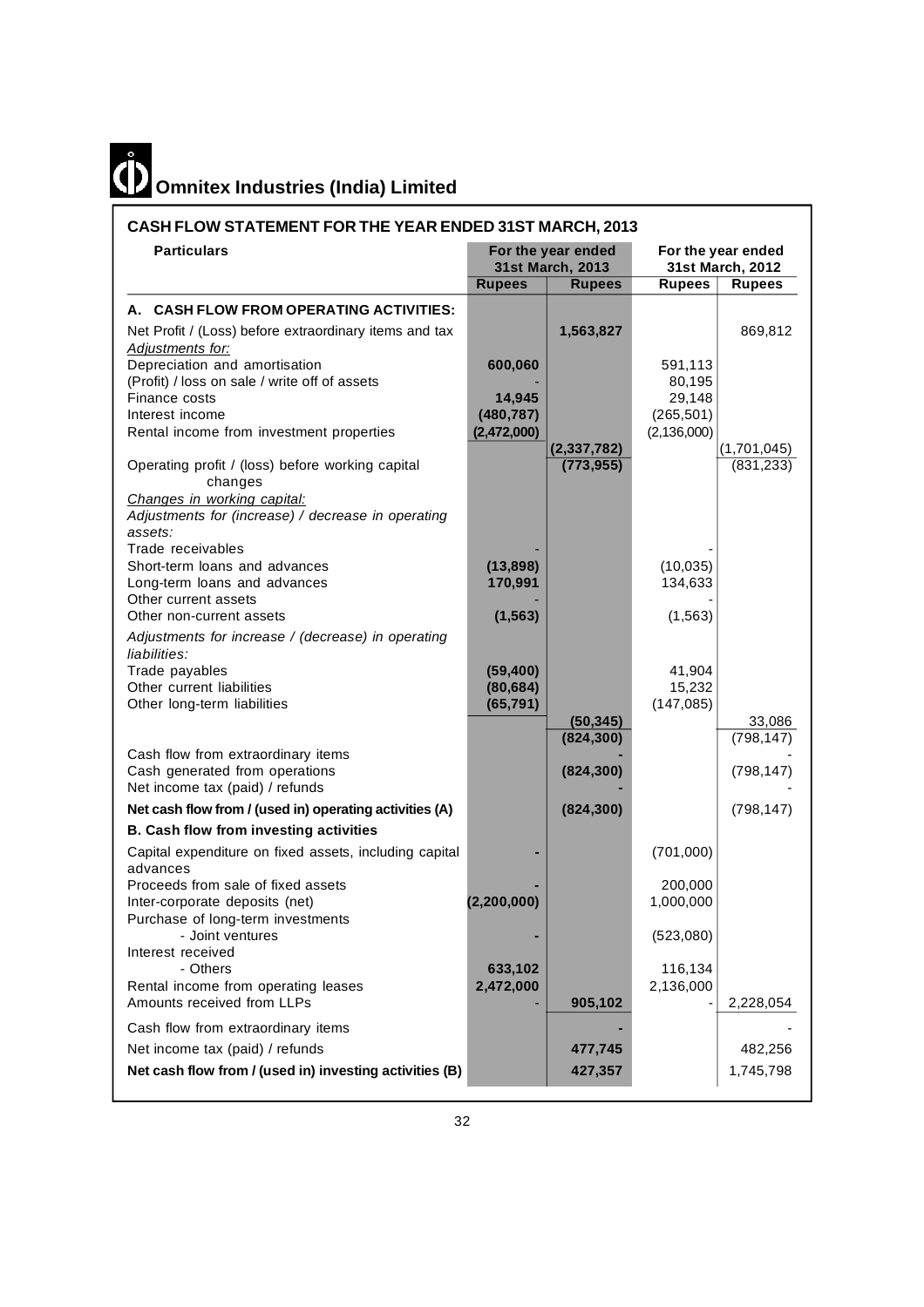# Omnitex Industries (India) Limited

## CASH FLOW STATEMENT FOR THE YEAR ENDED 31ST MARCH, 2013

| Particulars | For the year ended 31st March, 2013 | | For the year ended 31st March, 2012 | |
|---|---|---|---|---|
| | **Rupees** | **Rupees** | **Rupees** | **Rupees** |
| **A. CASH FLOW FROM OPERATING ACTIVITIES:** | | | | |
| Net Profit / (Loss) before extraordinary items and tax | | **1,563,827** | | 869,812 |
| *Adjustments for:* | | | | |
| Depreciation and amortisation | **600,060** | | 591,113 | |
| (Profit) / loss on sale / write off of assets | - | | 80,195 | |
| Finance costs | **14,945** | | 29,148 | |
| Interest income | **(480,787)** | | (265,501) | |
| Rental income from investment properties | **(2,472,000)** | | (2,136,000) | |
| | | **(2,337,782)** | | (1,701,045) |
| Operating profit / (loss) before working capital changes | | **(773,955)** | | (831,233) |
| *Changes in working capital:* | | | | |
| *Adjustments for (increase) / decrease in operating assets:* | | | | |
| Trade receivables | - | | - | |
| Short-term loans and advances | **(13,898)** | | (10,035) | |
| Long-term loans and advances | **170,991** | | 134,633 | |
| Other current assets | - | | - | |
| Other non-current assets | **(1,563)** | | (1,563) | |
| *Adjustments for increase / (decrease) in operating liabilities:* | | | | |
| Trade payables | **(59,400)** | | 41,904 | |
| Other current liabilities | **(80,684)** | | 15,232 | |
| Other long-term liabilities | **(65,791)** | | (147,085) | |
| | | **(50,345)** | | 33,086 |
| | | **(824,300)** | | (798,147) |
| Cash flow from extraordinary items | | **-** | | - |
| Cash generated from operations | | **(824,300)** | | (798,147) |
| Net income tax (paid) / refunds | | **-** | | - |
| **Net cash flow from / (used in) operating activities (A)** | | **(824,300)** | | (798,147) |
| **B. Cash flow from investing activities** | | | | |
| Capital expenditure on fixed assets, including capital advances | **-** | | (701,000) | |
| Proceeds from sale of fixed assets | **-** | | 200,000 | |
| Inter-corporate deposits (net) | **(2,200,000)** | | 1,000,000 | |
| Purchase of long-term investments | | | | |
| - Joint ventures | **-** | | (523,080) | |
| Interest received | | | | |
| - Others | **633,102** | | 116,134 | |
| Rental income from operating leases | **2,472,000** | | 2,136,000 | |
| Amounts received from LLPs | - | **905,102** | - | 2,228,054 |
| Cash flow from extraordinary items | | **-** | | - |
| Net income tax (paid) / refunds | | **477,745** | | 482,256 |
| **Net cash flow from / (used in) investing activities (B)** | | **427,357** | | 1,745,798 |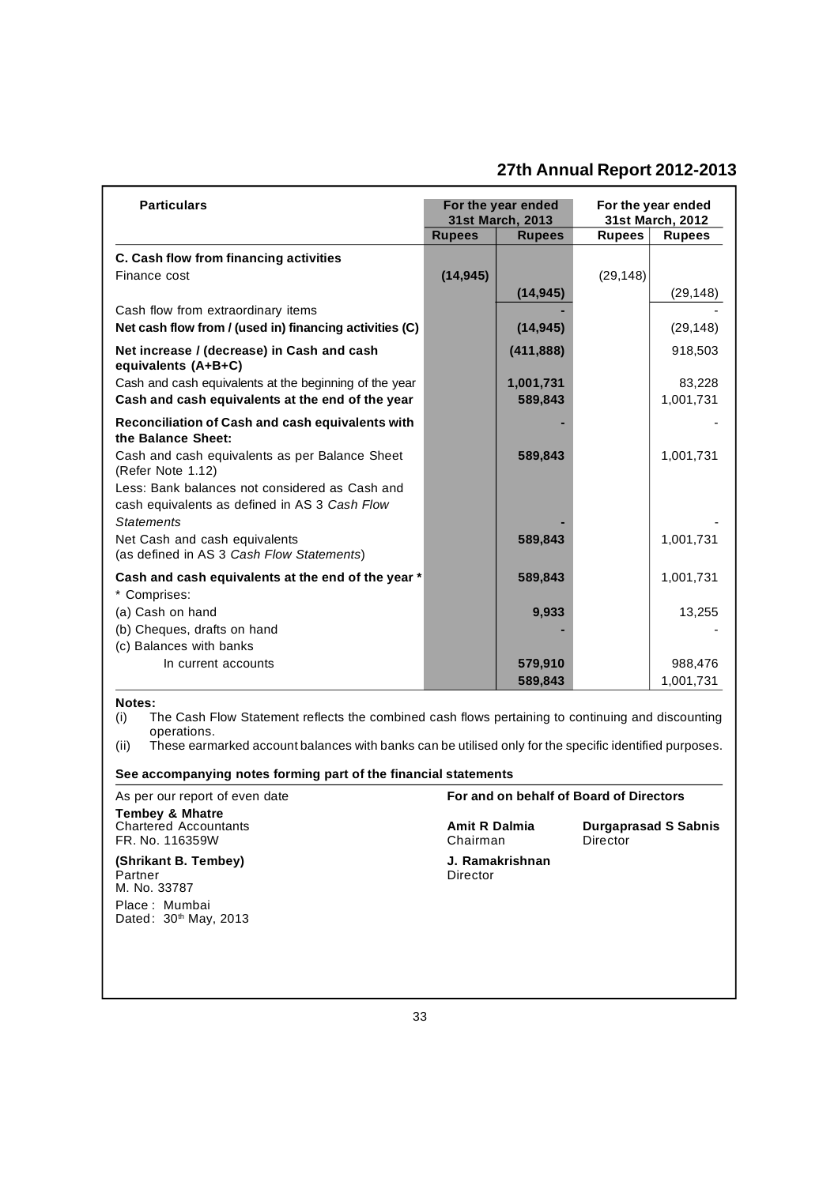| Particulars | For the year ended 31st March, 2013 | | For the year ended 31st March, 2012 | |
|---|---|---|---|---|
| | Rupees | Rupees | Rupees | Rupees |
| **C. Cash flow from financing activities** | | | | |
| Finance cost | (14,945) | | (29,148) | |
| | | (14,945) | | (29,148) |
| Cash flow from extraordinary items | | - | | - |
| **Net cash flow from / (used in) financing activities (C)** | | (14,945) | | (29,148) |
| **Net increase / (decrease) in Cash and cash equivalents (A+B+C)** | | (411,888) | | 918,503 |
| Cash and cash equivalents at the beginning of the year | | 1,001,731 | | 83,228 |
| **Cash and cash equivalents at the end of the year** | | 589,843 | | 1,001,731 |
| **Reconciliation of Cash and cash equivalents with the Balance Sheet:** | | - | | - |
| Cash and cash equivalents as per Balance Sheet (Refer Note 1.12) | | 589,843 | | 1,001,731 |
| Less: Bank balances not considered as Cash and cash equivalents as defined in AS 3 *Cash Flow Statements* | | - | | - |
| Net Cash and cash equivalents (as defined in AS 3 *Cash Flow Statements*) | | 589,843 | | 1,001,731 |
| **Cash and cash equivalents at the end of the year *** | | 589,843 | | 1,001,731 |
| * Comprises: | | | | |
| (a) Cash on hand | | 9,933 | | 13,255 |
| (b) Cheques, drafts on hand | | - | | - |
| (c) Balances with banks | | | | |
| In current accounts | | 579,910 | | 988,476 |
| | | 589,843 | | 1,001,731 |

**Notes:**

(i) The Cash Flow Statement reflects the combined cash flows pertaining to continuing and discounting operations.

(ii) These earmarked account balances with banks can be utilised only for the specific identified purposes.

**See accompanying notes forming part of the financial statements**

As per our report of even date

**Tembey & Mhatre**
Chartered Accountants
FR. No. 116359W

**(Shrikant B. Tembey)**
Partner
M. No. 33787

Place : Mumbai
Dated: 30th May, 2013

**For and on behalf of Board of Directors**

**Amit R Dalmia**
Chairman

**Durgaprasad S Sabnis**
Director

**J. Ramakrishnan**
Director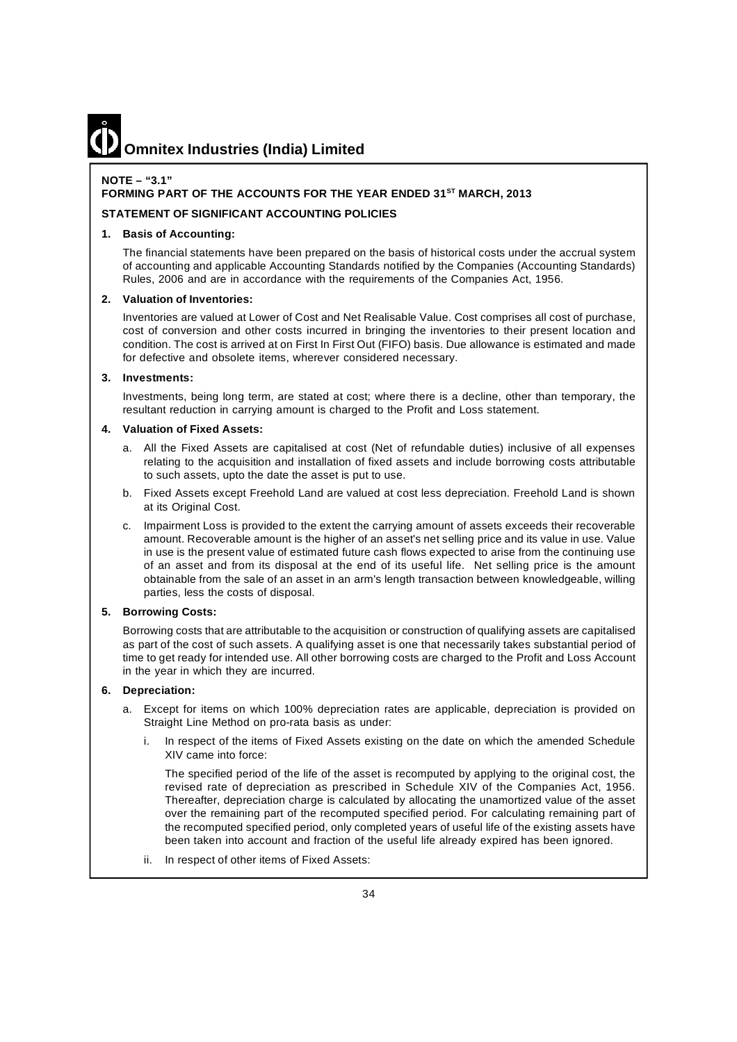**NOTE – "3.1"**

**FORMING PART OF THE ACCOUNTS FOR THE YEAR ENDED 31ST MARCH, 2013**

**STATEMENT OF SIGNIFICANT ACCOUNTING POLICIES**

**1. Basis of Accounting:**

The financial statements have been prepared on the basis of historical costs under the accrual system of accounting and applicable Accounting Standards notified by the Companies (Accounting Standards) Rules, 2006 and are in accordance with the requirements of the Companies Act, 1956.

**2. Valuation of Inventories:**

Inventories are valued at Lower of Cost and Net Realisable Value. Cost comprises all cost of purchase, cost of conversion and other costs incurred in bringing the inventories to their present location and condition. The cost is arrived at on First In First Out (FIFO) basis. Due allowance is estimated and made for defective and obsolete items, wherever considered necessary.

**3. Investments:**

Investments, being long term, are stated at cost; where there is a decline, other than temporary, the resultant reduction in carrying amount is charged to the Profit and Loss statement.

**4. Valuation of Fixed Assets:**

a. All the Fixed Assets are capitalised at cost (Net of refundable duties) inclusive of all expenses relating to the acquisition and installation of fixed assets and include borrowing costs attributable to such assets, upto the date the asset is put to use.

b. Fixed Assets except Freehold Land are valued at cost less depreciation. Freehold Land is shown at its Original Cost.

c. Impairment Loss is provided to the extent the carrying amount of assets exceeds their recoverable amount. Recoverable amount is the higher of an asset's net selling price and its value in use. Value in use is the present value of estimated future cash flows expected to arise from the continuing use of an asset and from its disposal at the end of its useful life. Net selling price is the amount obtainable from the sale of an asset in an arm's length transaction between knowledgeable, willing parties, less the costs of disposal.

**5. Borrowing Costs:**

Borrowing costs that are attributable to the acquisition or construction of qualifying assets are capitalised as part of the cost of such assets. A qualifying asset is one that necessarily takes substantial period of time to get ready for intended use. All other borrowing costs are charged to the Profit and Loss Account in the year in which they are incurred.

**6. Depreciation:**

a. Except for items on which 100% depreciation rates are applicable, depreciation is provided on Straight Line Method on pro-rata basis as under:

   i. In respect of the items of Fixed Assets existing on the date on which the amended Schedule XIV came into force:

      The specified period of the life of the asset is recomputed by applying to the original cost, the revised rate of depreciation as prescribed in Schedule XIV of the Companies Act, 1956. Thereafter, depreciation charge is calculated by allocating the unamortized value of the asset over the remaining part of the recomputed specified period. For calculating remaining part of the recomputed specified period, only completed years of useful life of the existing assets have been taken into account and fraction of the useful life already expired has been ignored.

   ii. In respect of other items of Fixed Assets: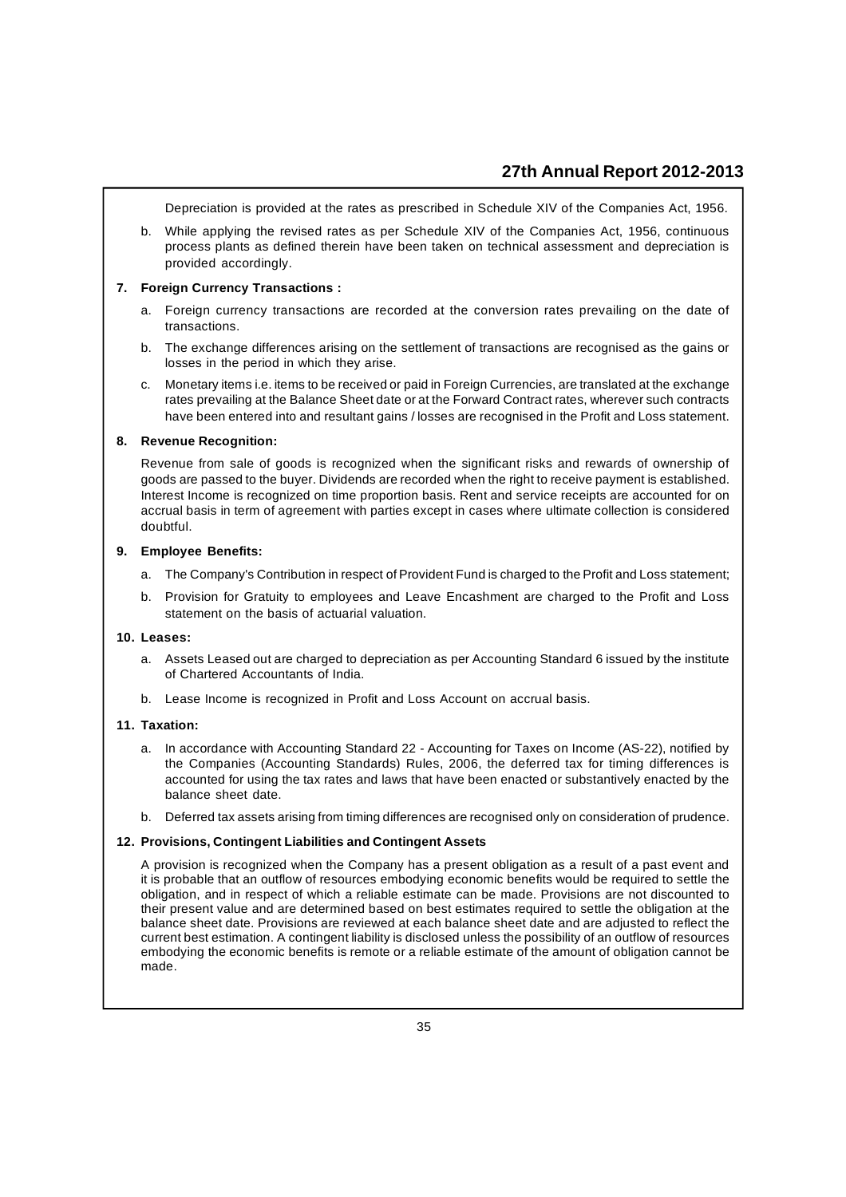Depreciation is provided at the rates as prescribed in Schedule XIV of the Companies Act, 1956.

b. While applying the revised rates as per Schedule XIV of the Companies Act, 1956, continuous process plants as defined therein have been taken on technical assessment and depreciation is provided accordingly.

**7. Foreign Currency Transactions :**

a. Foreign currency transactions are recorded at the conversion rates prevailing on the date of transactions.

b. The exchange differences arising on the settlement of transactions are recognised as the gains or losses in the period in which they arise.

c. Monetary items i.e. items to be received or paid in Foreign Currencies, are translated at the exchange rates prevailing at the Balance Sheet date or at the Forward Contract rates, wherever such contracts have been entered into and resultant gains / losses are recognised in the Profit and Loss statement.

**8. Revenue Recognition:**

Revenue from sale of goods is recognized when the significant risks and rewards of ownership of goods are passed to the buyer. Dividends are recorded when the right to receive payment is established. Interest Income is recognized on time proportion basis. Rent and service receipts are accounted for on accrual basis in term of agreement with parties except in cases where ultimate collection is considered doubtful.

**9. Employee Benefits:**

a. The Company's Contribution in respect of Provident Fund is charged to the Profit and Loss statement;

b. Provision for Gratuity to employees and Leave Encashment are charged to the Profit and Loss statement on the basis of actuarial valuation.

**10. Leases:**

a. Assets Leased out are charged to depreciation as per Accounting Standard 6 issued by the institute of Chartered Accountants of India.

b. Lease Income is recognized in Profit and Loss Account on accrual basis.

**11. Taxation:**

a. In accordance with Accounting Standard 22 - Accounting for Taxes on Income (AS-22), notified by the Companies (Accounting Standards) Rules, 2006, the deferred tax for timing differences is accounted for using the tax rates and laws that have been enacted or substantively enacted by the balance sheet date.

b. Deferred tax assets arising from timing differences are recognised only on consideration of prudence.

**12. Provisions, Contingent Liabilities and Contingent Assets**

A provision is recognized when the Company has a present obligation as a result of a past event and it is probable that an outflow of resources embodying economic benefits would be required to settle the obligation, and in respect of which a reliable estimate can be made. Provisions are not discounted to their present value and are determined based on best estimates required to settle the obligation at the balance sheet date. Provisions are reviewed at each balance sheet date and are adjusted to reflect the current best estimation. A contingent liability is disclosed unless the possibility of an outflow of resources embodying the economic benefits is remote or a reliable estimate of the amount of obligation cannot be made.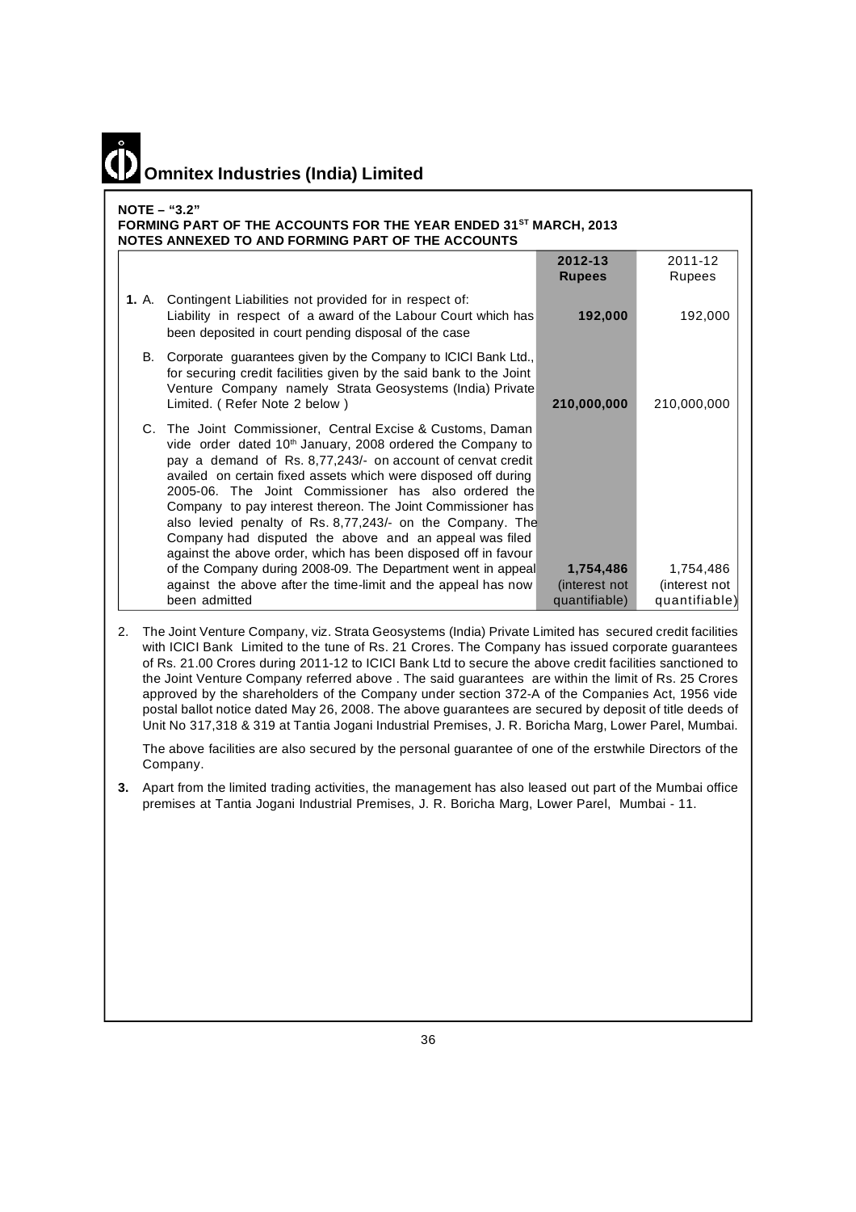**Omnitex Industries (India) Limited**

**NOTE – "3.2"**

**FORMING PART OF THE ACCOUNTS FOR THE YEAR ENDED 31ST MARCH, 2013**

**NOTES ANNEXED TO AND FORMING PART OF THE ACCOUNTS**

| | | **2012-13 Rupees** | 2011-12 Rupees |
|---|---|---|---|
| **1.** A. | Contingent Liabilities not provided for in respect of: Liability in respect of a award of the Labour Court which has been deposited in court pending disposal of the case | **192,000** | 192,000 |
| B. | Corporate guarantees given by the Company to ICICI Bank Ltd., for securing credit facilities given by the said bank to the Joint Venture Company namely Strata Geosystems (India) Private Limited. ( Refer Note 2 below ) | **210,000,000** | 210,000,000 |
| C. | The Joint Commissioner, Central Excise & Customs, Daman vide order dated 10th January, 2008 ordered the Company to pay a demand of Rs. 8,77,243/- on account of cenvat credit availed on certain fixed assets which were disposed off during 2005-06. The Joint Commissioner has also ordered the Company to pay interest thereon. The Joint Commissioner has also levied penalty of Rs. 8,77,243/- on the Company. The Company had disputed the above and an appeal was filed against the above order, which has been disposed off in favour of the Company during 2008-09. The Department went in appeal against the above after the time-limit and the appeal has now been admitted | **1,754,486** (interest not quantifiable) | 1,754,486 (interest not quantifiable) |

2. The Joint Venture Company, viz. Strata Geosystems (India) Private Limited has secured credit facilities with ICICI Bank Limited to the tune of Rs. 21 Crores. The Company has issued corporate guarantees of Rs. 21.00 Crores during 2011-12 to ICICI Bank Ltd to secure the above credit facilities sanctioned to the Joint Venture Company referred above . The said guarantees are within the limit of Rs. 25 Crores approved by the shareholders of the Company under section 372-A of the Companies Act, 1956 vide postal ballot notice dated May 26, 2008. The above guarantees are secured by deposit of title deeds of Unit No 317,318 & 319 at Tantia Jogani Industrial Premises, J. R. Boricha Marg, Lower Parel, Mumbai.

   The above facilities are also secured by the personal guarantee of one of the erstwhile Directors of the Company.

**3.** Apart from the limited trading activities, the management has also leased out part of the Mumbai office premises at Tantia Jogani Industrial Premises, J. R. Boricha Marg, Lower Parel, Mumbai - 11.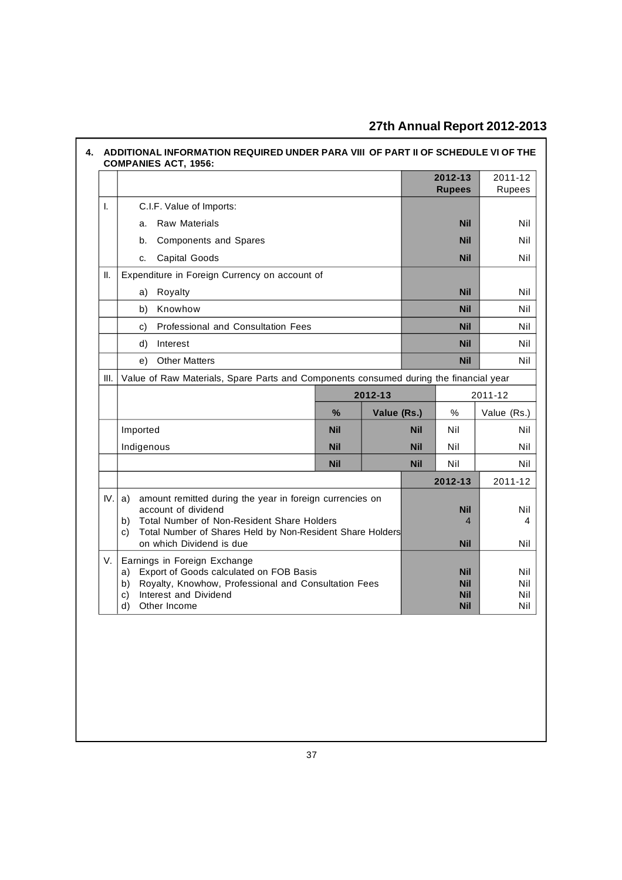## 4. ADDITIONAL INFORMATION REQUIRED UNDER PARA VIII OF PART II OF SCHEDULE VI OF THE COMPANIES ACT, 1956:

| | | 2012-13 Rupees | 2011-12 Rupees |
|---|---|---|---|
| I. | C.I.F. Value of Imports: | | |
| | a. Raw Materials | **Nil** | Nil |
| | b. Components and Spares | **Nil** | Nil |
| | c. Capital Goods | **Nil** | Nil |
| II. | Expenditure in Foreign Currency on account of | | |
| | a) Royalty | **Nil** | Nil |
| | b) Knowhow | **Nil** | Nil |
| | c) Professional and Consultation Fees | **Nil** | Nil |
| | d) Interest | **Nil** | Nil |
| | e) Other Matters | **Nil** | Nil |

**III.** Value of Raw Materials, Spare Parts and Components consumed during the financial year

| | 2012-13 | | 2011-12 | |
|---|---|---|---|---|
| | % | Value (Rs.) | % | Value (Rs.) |
| Imported | **Nil** | **Nil** | Nil | Nil |
| Indigenous | **Nil** | **Nil** | Nil | Nil |
| | **Nil** | **Nil** | Nil | Nil |

| | | 2012-13 | 2011-12 |
|---|---|---|---|
| IV. | a) amount remitted during the year in foreign currencies on account of dividend | **Nil** | Nil |
| | b) Total Number of Non-Resident Share Holders | 4 | 4 |
| | c) Total Number of Shares Held by Non-Resident Share Holders on which Dividend is due | **Nil** | Nil |
| V. | Earnings in Foreign Exchange | | |
| | a) Export of Goods calculated on FOB Basis | **Nil** | Nil |
| | b) Royalty, Knowhow, Professional and Consultation Fees | **Nil** | Nil |
| | c) Interest and Dividend | **Nil** | Nil |
| | d) Other Income | **Nil** | Nil |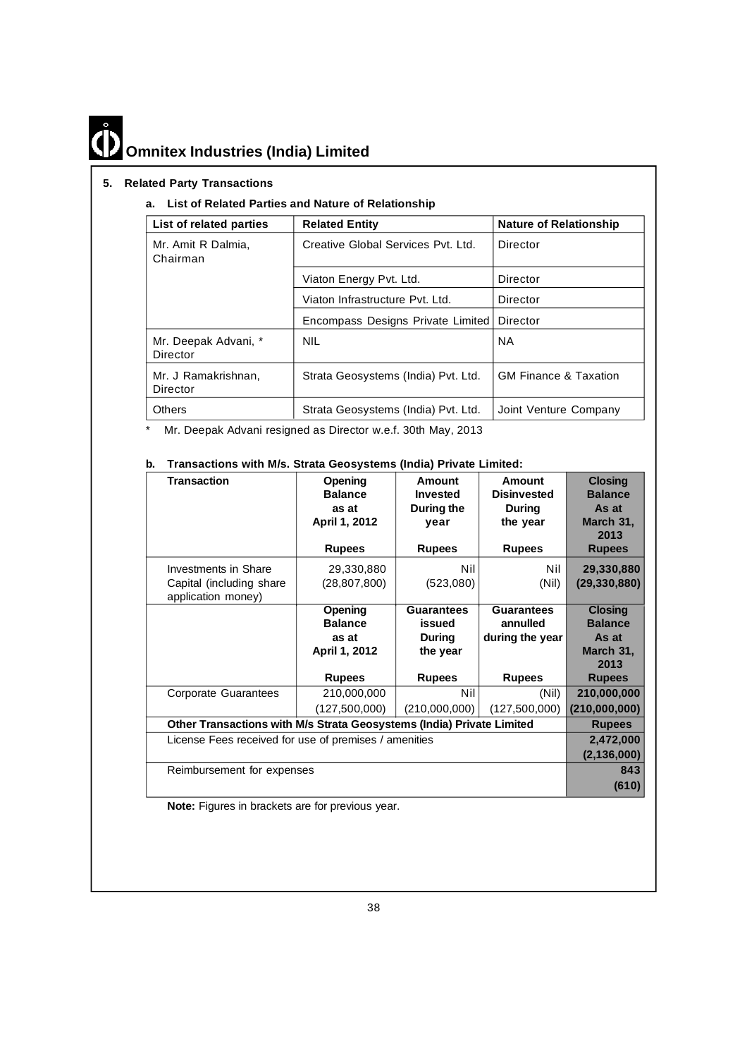# Omnitex Industries (India) Limited

## 5. Related Party Transactions

### a. List of Related Parties and Nature of Relationship

| List of related parties | Related Entity | Nature of Relationship |
|---|---|---|
| Mr. Amit R Dalmia, Chairman | Creative Global Services Pvt. Ltd. | Director |
| | Viaton Energy Pvt. Ltd. | Director |
| | Viaton Infrastructure Pvt. Ltd. | Director |
| | Encompass Designs Private Limited | Director |
| Mr. Deepak Advani, * Director | NIL | NA |
| Mr. J Ramakrishnan, Director | Strata Geosystems (India) Pvt. Ltd. | GM Finance & Taxation |
| Others | Strata Geosystems (India) Pvt. Ltd. | Joint Venture Company |

\* Mr. Deepak Advani resigned as Director w.e.f. 30th May, 2013

### b. Transactions with M/s. Strata Geosystems (India) Private Limited:

| Transaction | Opening Balance as at April 1, 2012 Rupees | Amount Invested During the year Rupees | Amount Disinvested During the year Rupees | Closing Balance As at March 31, 2013 Rupees |
|---|---|---|---|---|
| Investments in Share Capital (including share application money) | 29,330,880<br>(28,807,800) | Nil<br>(523,080) | Nil<br>(Nil) | **29,330,880**<br>**(29,330,880)** |
| | **Opening Balance as at April 1, 2012 Rupees** | **Guarantees issued During the year Rupees** | **Guarantees annulled during the year Rupees** | **Closing Balance As at March 31, 2013 Rupees** |
| Corporate Guarantees | 210,000,000<br>(127,500,000) | Nil<br>(210,000,000) | (Nil)<br>(127,500,000) | **210,000,000**<br>**(210,000,000)** |
| **Other Transactions with M/s Strata Geosystems (India) Private Limited** | | | | **Rupees** |
| License Fees received for use of premises / amenities | | | | **2,472,000**<br>**(2,136,000)** |
| Reimbursement for expenses | | | | **843**<br>**(610)** |

**Note:** Figures in brackets are for previous year.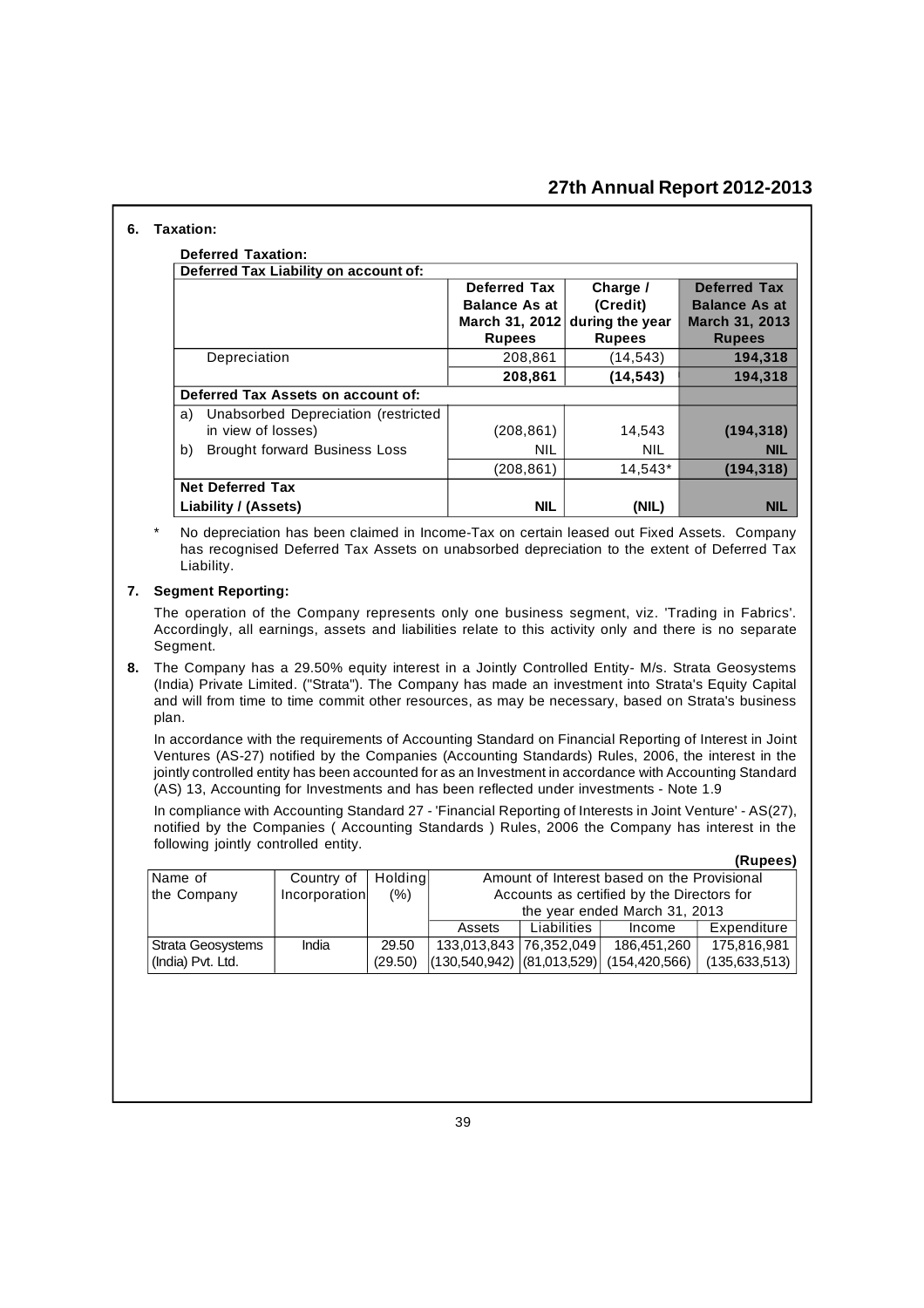**6. Taxation:**

**Deferred Taxation:**

| Deferred Tax Liability on account of: | Deferred Tax Balance As at March 31, 2012 Rupees | Charge / (Credit) during the year Rupees | Deferred Tax Balance As at March 31, 2013 Rupees |
|---|---|---|---|
| Depreciation | 208,861 | (14,543) | **194,318** |
| | **208,861** | **(14,543)** | **194,318** |
| **Deferred Tax Assets on account of:** | | | |
| a) Unabsorbed Depreciation (restricted in view of losses) | (208,861) | 14,543 | **(194,318)** |
| b) Brought forward Business Loss | NIL | NIL | **NIL** |
| | (208,861) | 14,543* | **(194,318)** |
| **Net Deferred Tax Liability / (Assets)** | **NIL** | **(NIL)** | **NIL** |

\* No depreciation has been claimed in Income-Tax on certain leased out Fixed Assets. Company has recognised Deferred Tax Assets on unabsorbed depreciation to the extent of Deferred Tax Liability.

**7. Segment Reporting:**

The operation of the Company represents only one business segment, viz. 'Trading in Fabrics'. Accordingly, all earnings, assets and liabilities relate to this activity only and there is no separate Segment.

**8.** The Company has a 29.50% equity interest in a Jointly Controlled Entity- M/s. Strata Geosystems (India) Private Limited. ("Strata"). The Company has made an investment into Strata's Equity Capital and will from time to time commit other resources, as may be necessary, based on Strata's business plan.

In accordance with the requirements of Accounting Standard on Financial Reporting of Interest in Joint Ventures (AS-27) notified by the Companies (Accounting Standards) Rules, 2006, the interest in the jointly controlled entity has been accounted for as an Investment in accordance with Accounting Standard (AS) 13, Accounting for Investments and has been reflected under investments - Note 1.9

In compliance with Accounting Standard 27 - 'Financial Reporting of Interests in Joint Venture' - AS(27), notified by the Companies ( Accounting Standards ) Rules, 2006 the Company has interest in the following jointly controlled entity.

**(Rupees)**

| Name of the Company | Country of Incorporation | Holding (%) | Amount of Interest based on the Provisional Accounts as certified by the Directors for the year ended March 31, 2013 | | | |
|---|---|---|---|---|---|---|
| | | | Assets | Liabilities | Income | Expenditure |
| Strata Geosystems (India) Pvt. Ltd. | India | 29.50<br>(29.50) | 133,013,843<br>(130,540,942) | 76,352,049<br>(81,013,529) | 186,451,260<br>(154,420,566) | 175,816,981<br>(135,633,513) |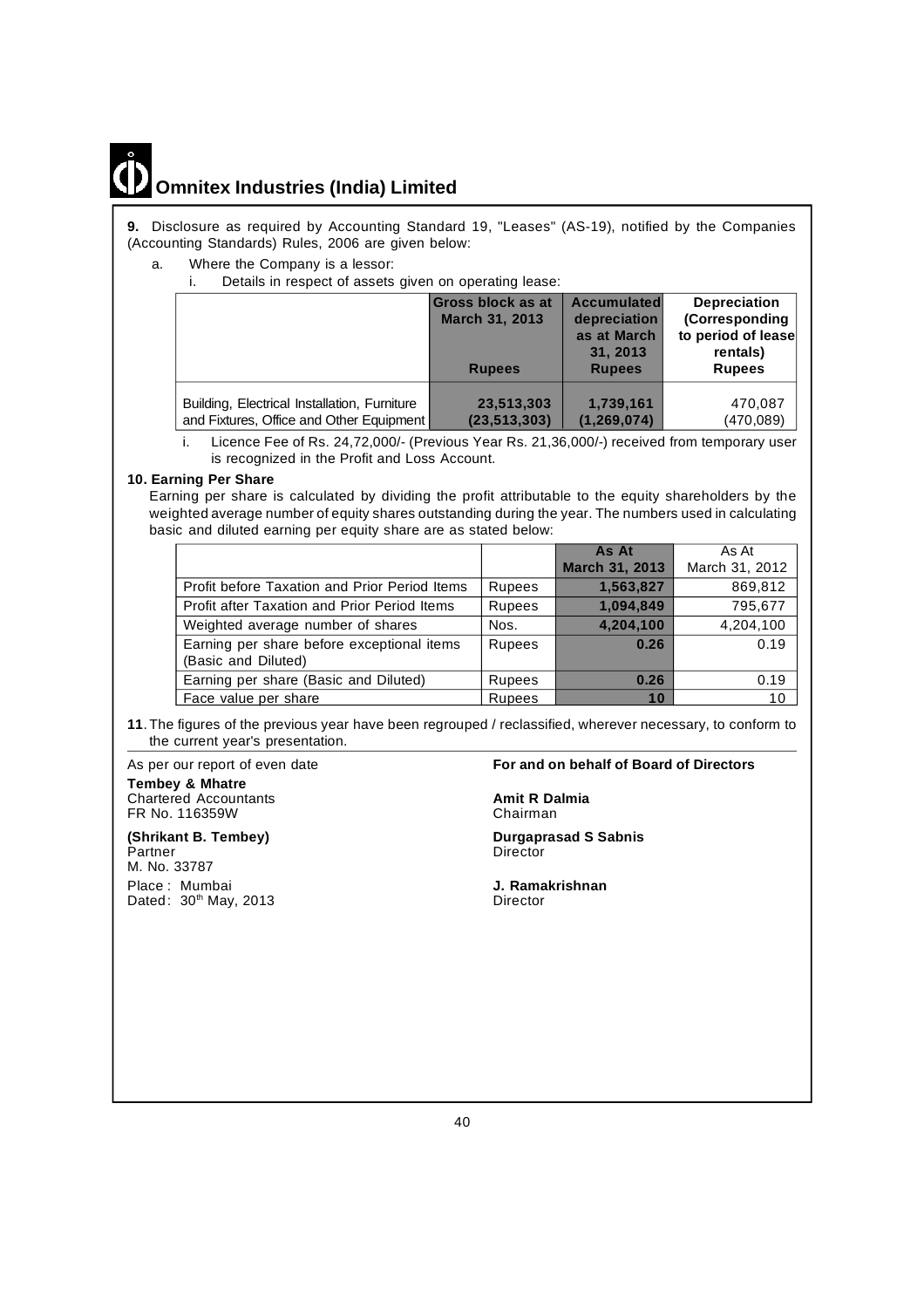**9.** Disclosure as required by Accounting Standard 19, "Leases" (AS-19), notified by the Companies (Accounting Standards) Rules, 2006 are given below:

a. Where the Company is a lessor:

i. Details in respect of assets given on operating lease:

| | Gross block as at March 31, 2013 Rupees | Accumulated depreciation as at March 31, 2013 Rupees | Depreciation (Corresponding to period of lease rentals) Rupees |
|---|---|---|---|
| Building, Electrical Installation, Furniture and Fixtures, Office and Other Equipment | 23,513,303 (23,513,303) | 1,739,161 (1,269,074) | 470,087 (470,089) |

i. Licence Fee of Rs. 24,72,000/- (Previous Year Rs. 21,36,000/-) received from temporary user is recognized in the Profit and Loss Account.

**10. Earning Per Share**

Earning per share is calculated by dividing the profit attributable to the equity shareholders by the weighted average number of equity shares outstanding during the year. The numbers used in calculating basic and diluted earning per equity share are as stated below:

| | | As At March 31, 2013 | As At March 31, 2012 |
|---|---|---|---|
| Profit before Taxation and Prior Period Items | Rupees | 1,563,827 | 869,812 |
| Profit after Taxation and Prior Period Items | Rupees | 1,094,849 | 795,677 |
| Weighted average number of shares | Nos. | 4,204,100 | 4,204,100 |
| Earning per share before exceptional items (Basic and Diluted) | Rupees | 0.26 | 0.19 |
| Earning per share (Basic and Diluted) | Rupees | 0.26 | 0.19 |
| Face value per share | Rupees | 10 | 10 |

**11**. The figures of the previous year have been regrouped / reclassified, wherever necessary, to conform to the current year's presentation.

As per our report of even date

**Tembey & Mhatre**
Chartered Accountants
FR No. 116359W

**(Shrikant B. Tembey)**
Partner
M. No. 33787

Place : Mumbai
Dated: 30th May, 2013

**For and on behalf of Board of Directors**

**Amit R Dalmia**
Chairman

**Durgaprasad S Sabnis**
Director

**J. Ramakrishnan**
Director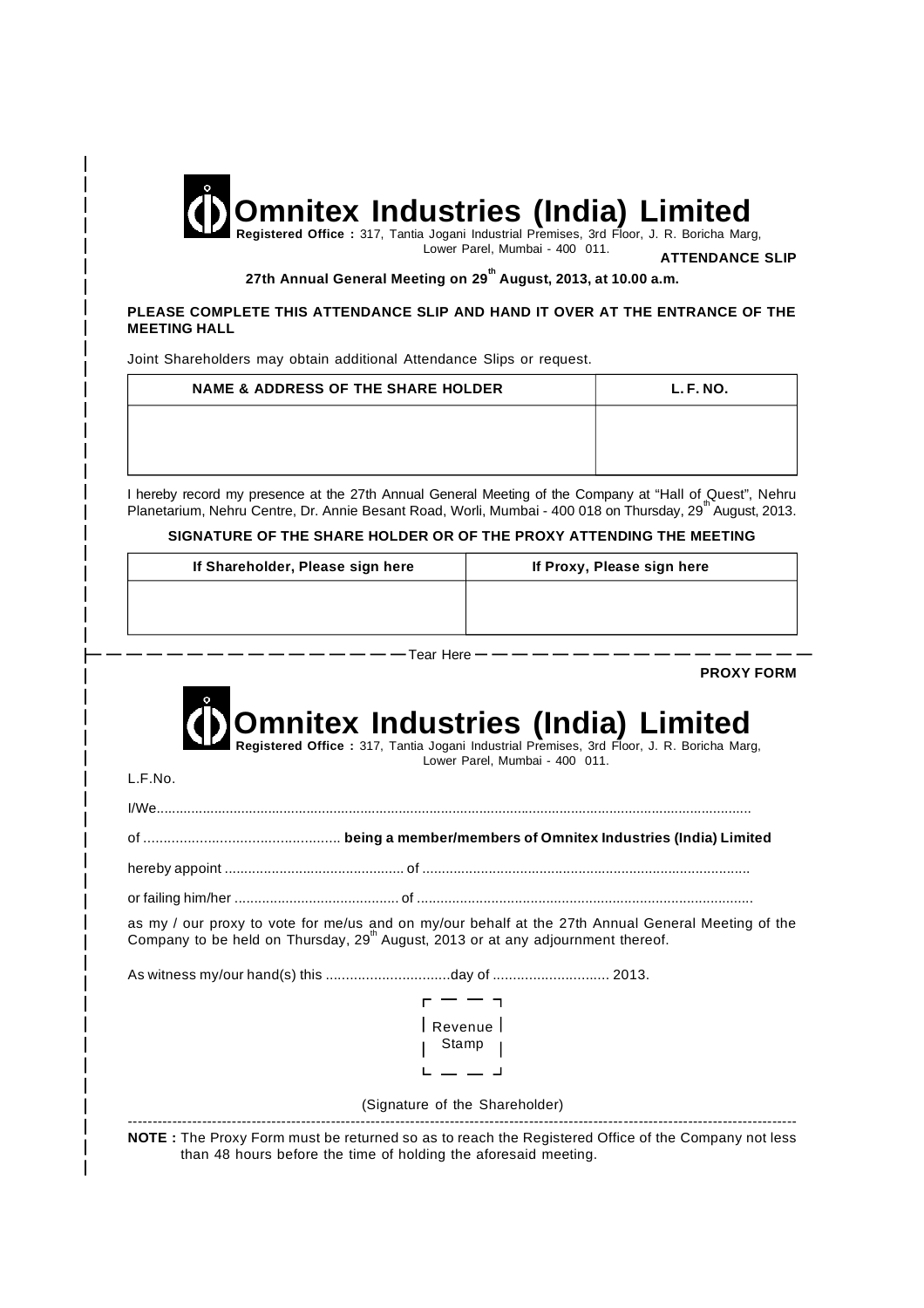# Omnitex Industries (India) Limited

**Registered Office :** 317, Tantia Jogani Industrial Premises, 3rd Floor, J. R. Boricha Marg, Lower Parel, Mumbai - 400 011.

**ATTENDANCE SLIP**

**27th Annual General Meeting on 29th August, 2013, at 10.00 a.m.**

**PLEASE COMPLETE THIS ATTENDANCE SLIP AND HAND IT OVER AT THE ENTRANCE OF THE MEETING HALL**

Joint Shareholders may obtain additional Attendance Slips or request.

| NAME & ADDRESS OF THE SHARE HOLDER | L. F. NO. |
|---|---|
| | |

I hereby record my presence at the 27th Annual General Meeting of the Company at "Hall of Quest", Nehru Planetarium, Nehru Centre, Dr. Annie Besant Road, Worli, Mumbai - 400 018 on Thursday, 29th August, 2013.

**SIGNATURE OF THE SHARE HOLDER OR OF THE PROXY ATTENDING THE MEETING**

| If Shareholder, Please sign here | If Proxy, Please sign here |
|---|---|
| | |

Tear Here

**PROXY FORM**

# Omnitex Industries (India) Limited

**Registered Office :** 317, Tantia Jogani Industrial Premises, 3rd Floor, J. R. Boricha Marg, Lower Parel, Mumbai - 400 011.

L.F.No.

I/We.......................................................................................................................................................

of ................................................ **being a member/members of Omnitex Industries (India) Limited**

hereby appoint ............................................. of ...................................................................................

or failing him/her .......................................... of .....................................................................................

as my / our proxy to vote for me/us and on my/our behalf at the 27th Annual General Meeting of the Company to be held on Thursday, 29th August, 2013 or at any adjournment thereof.

As witness my/our hand(s) this ...............................day of ............................ 2013.

Revenue Stamp

(Signature of the Shareholder)

**NOTE :** The Proxy Form must be returned so as to reach the Registered Office of the Company not less than 48 hours before the time of holding the aforesaid meeting.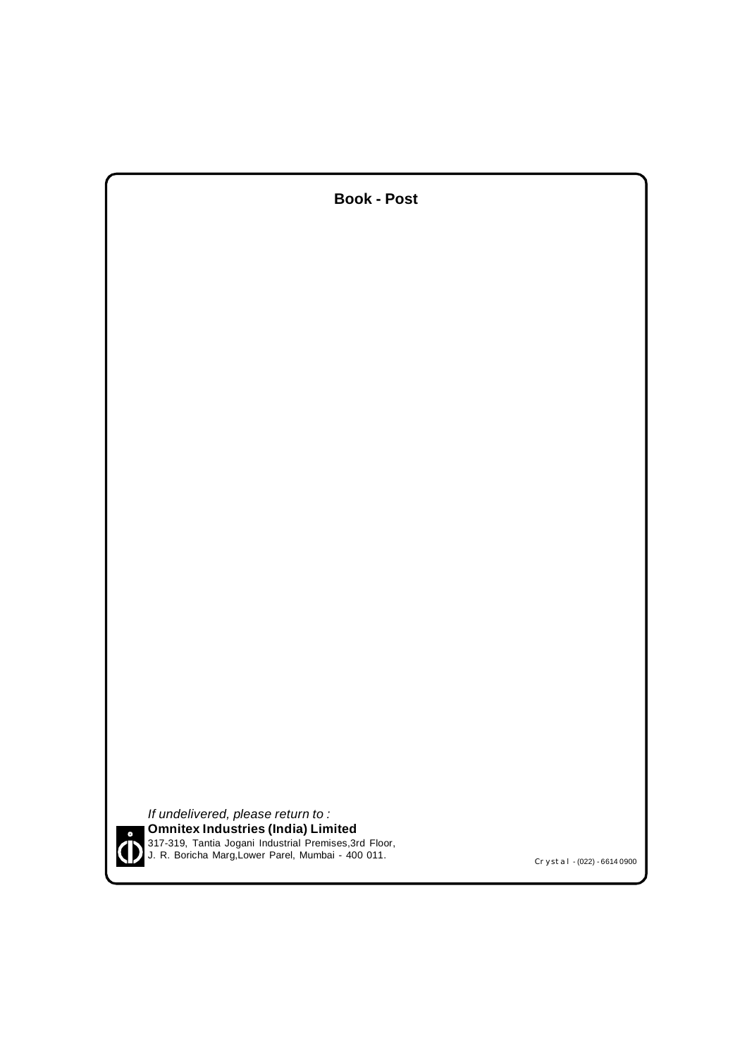**Book - Post**

*If undelivered, please return to :*

**Omnitex Industries (India) Limited**

317-319, Tantia Jogani Industrial Premises,3rd Floor,
J. R. Boricha Marg,Lower Parel, Mumbai - 400 011.

Crystal - (022) - 6614 0900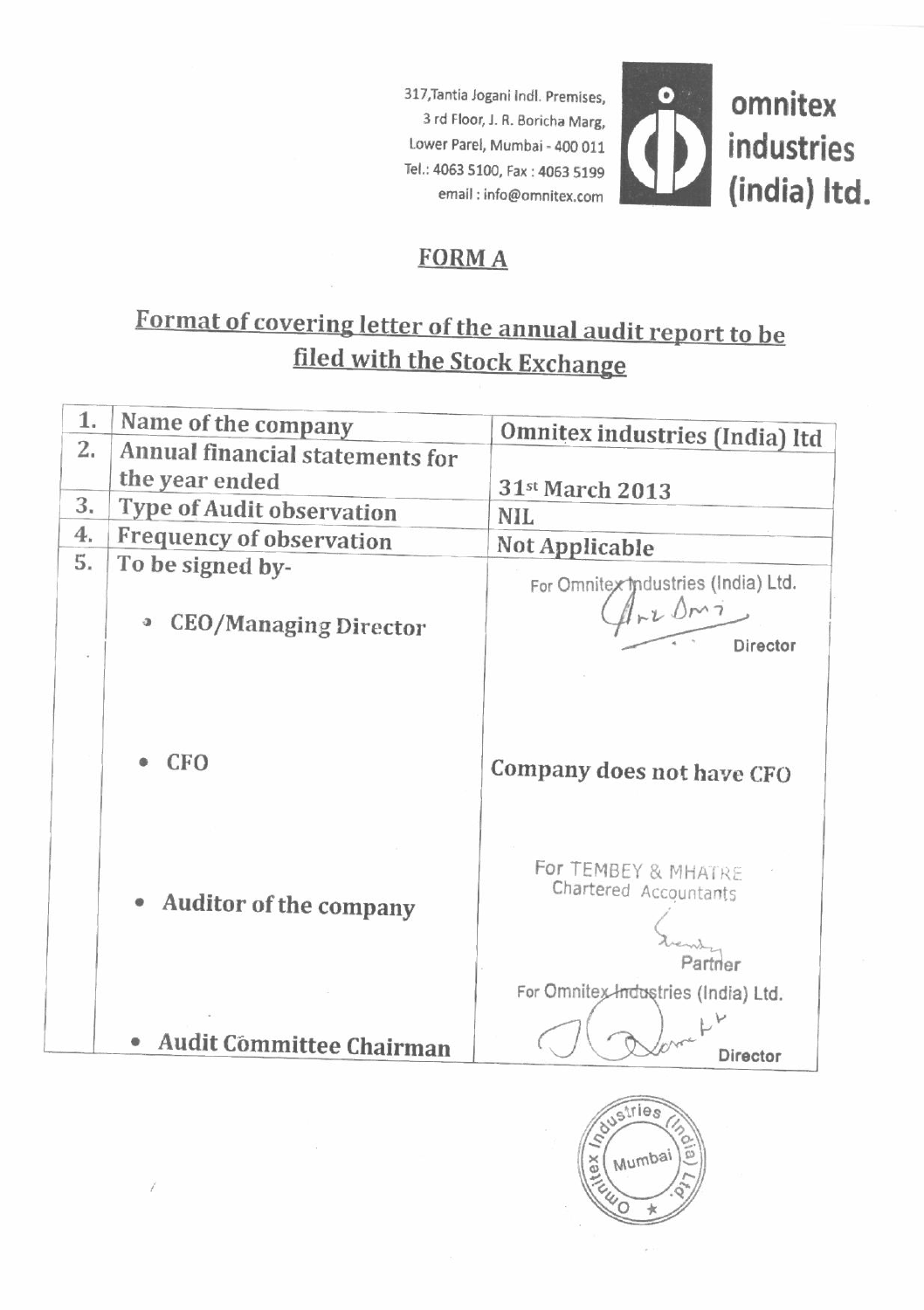317,Tantia Jogani Indl. Premises,
3 rd Floor, J. R. Boricha Marg,
Lower Parel, Mumbai - 400 011
Tel.: 4063 5100, Fax : 4063 5199
email : info@omnitex.com

**omnitex industries (india) ltd.**

## FORM A

## Format of covering letter of the annual audit report to be filed with the Stock Exchange

| | | |
|---|---|---|
| 1. | Name of the company | Omnitex industries (India) ltd |
| 2. | Annual financial statements for the year ended | 31st March 2013 |
| 3. | Type of Audit observation | NIL |
| 4. | Frequency of observation | Not Applicable |
| 5. | To be signed by- | |
| | • CEO/Managing Director | For Omnitex Industries (India) Ltd. Director |
| | • CFO | Company does not have CFO |
| | • Auditor of the company | For TEMBEY & MHATRE Chartered Accountants Partner |
| | • Audit Committee Chairman | For Omnitex Industries (India) Ltd. Director |

Omnitex Industries (India) Ltd. Mumbai